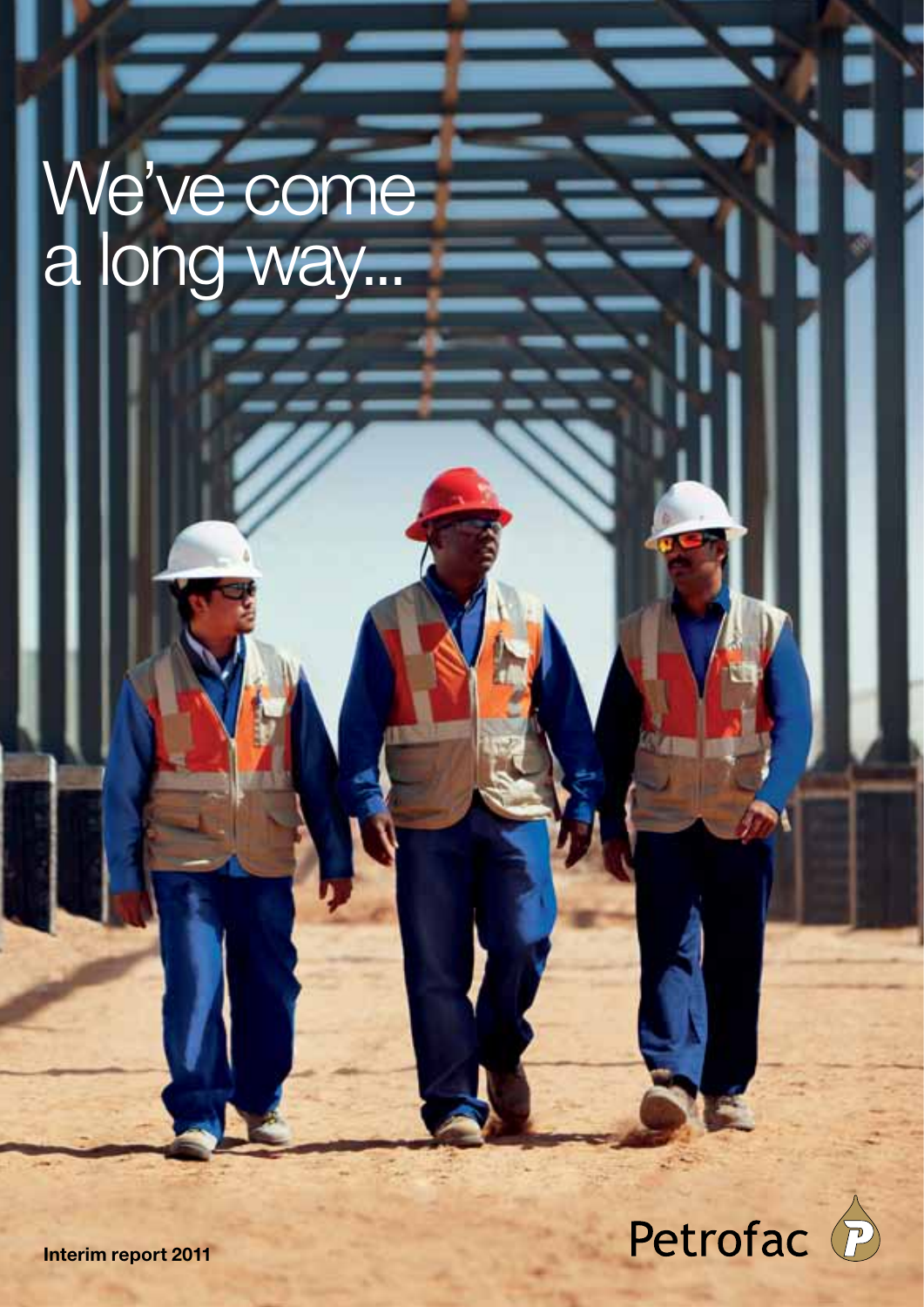# We've come a long way...

**Interim report 2011**

Petrofac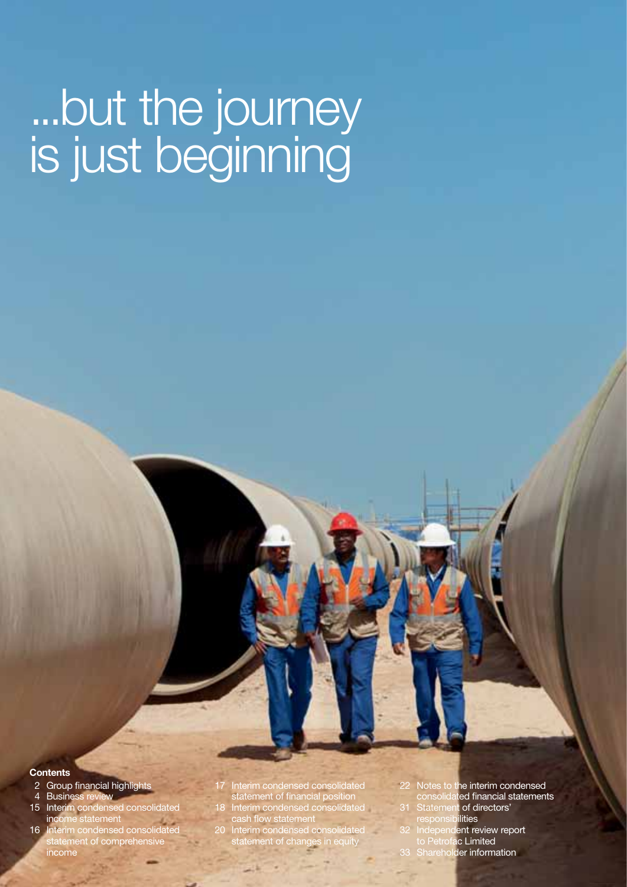# ...but the journey is just beginning

**Contents**

- 2 Group financial highlights
- 4 Business review
- 15 Interim condensed consolidated income statement
- 16 Interim condensed consolidated statement of comprehensive income
- 17 Interim condensed consolidated statement of financial position
- 18 Interim condensed consolidated cash flow statement
- 20 Interim condensed consolidated statement of changes in equity
- 22 Notes to the interim condensed consolidated financial statements
- 31 Statement of directors' responsibilities
- 32 Independent review report to Petrofac Limited
- 33 Shareholder information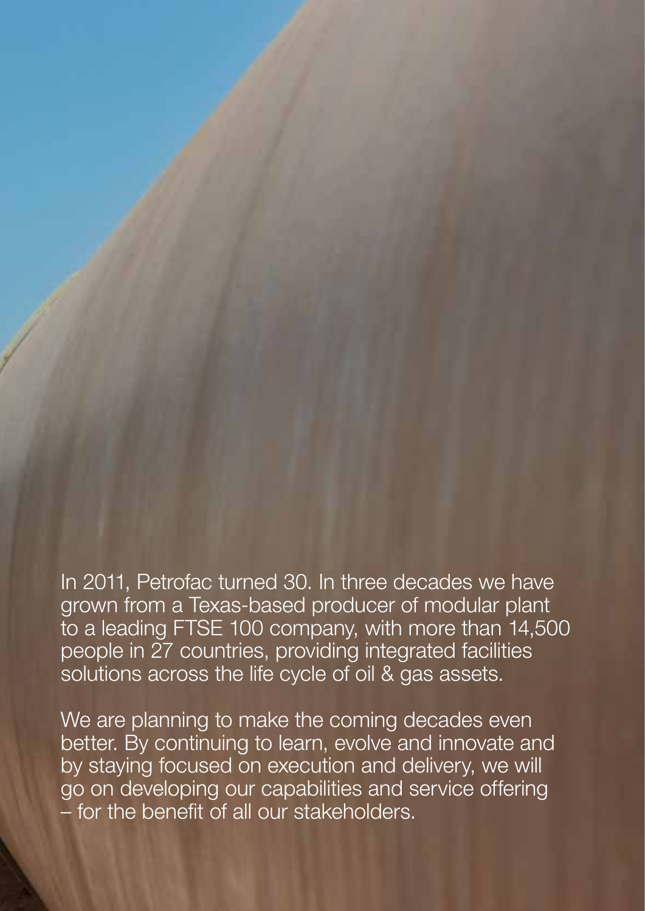In 2011, Petrofac turned 30. In three decades we have grown from a Texas-based producer of modular plant to a leading FTSE 100 company, with more than 14,500 people in 27 countries, providing integrated facilities solutions across the life cycle of oil & gas assets.

We are planning to make the coming decades even better. By continuing to learn, evolve and innovate and by staying focused on execution and delivery, we will go on developing our capabilities and service offering – for the benefit of all our stakeholders.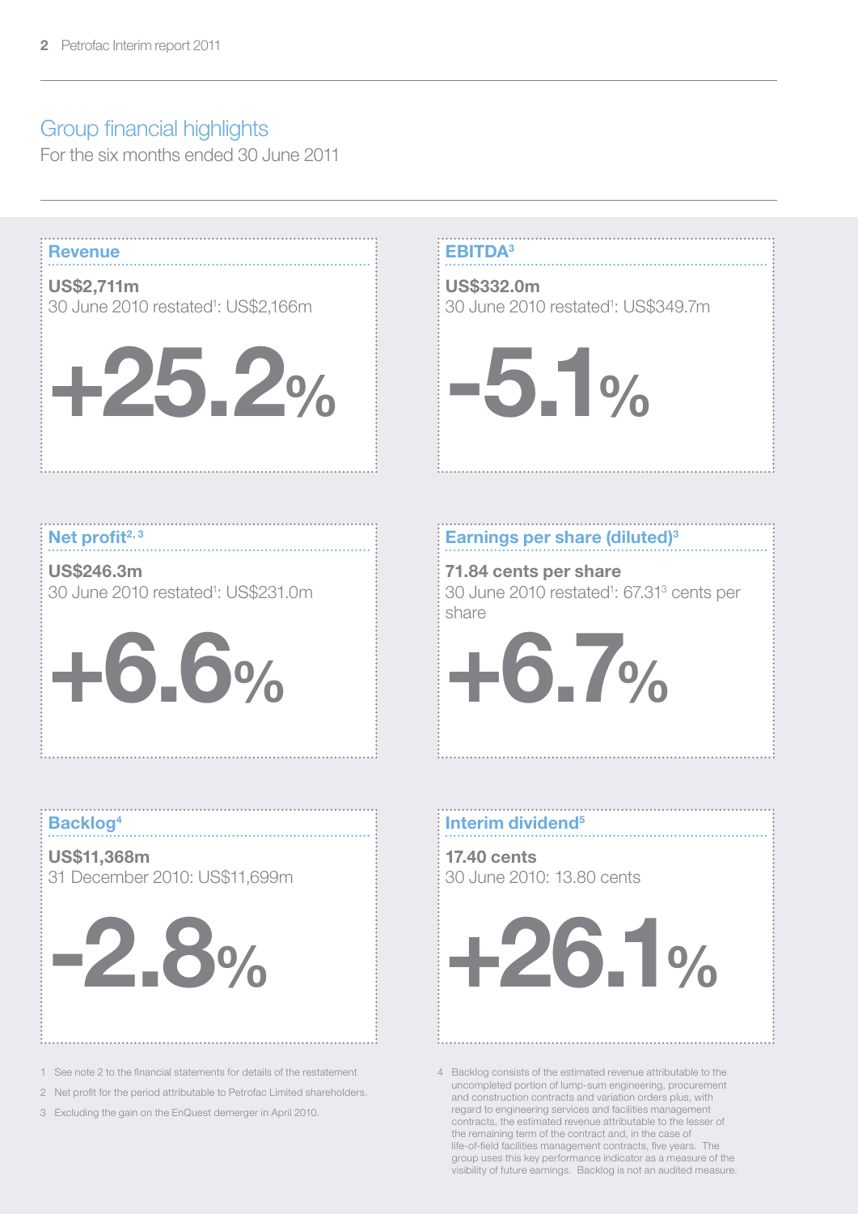# Group financial highlights

For the six months ended 30 June 2011

## Revenue[3]

**US$2,711m**
30 June 2010 restated[1]: US$2,166m

**+25.2%**

## EBITDA[3]

**US$332.0m**
30 June 2010 restated[1]: US$349.7m

**-5.1%**

## Net profit[2, 3]

**US$246.3m**
30 June 2010 restated[1]: US$231.0m

**+6.6%**

## Earnings per share (diluted)[3]

**71.84 cents per share**
30 June 2010 restated[1]: 67.31[3] cents per share

**+6.7%**

## Backlog[4]

**US$11,368m**
31 December 2010: US$11,699m

**-2.8%**

## Interim dividend[5]

**17.40 cents**
30 June 2010: 13.80 cents

**+26.1%**

1 See note 2 to the financial statements for details of the restatement

2 Net profit for the period attributable to Petrofac Limited shareholders.

3 Excluding the gain on the EnQuest demerger in April 2010.

4 Backlog consists of the estimated revenue attributable to the uncompleted portion of lump-sum engineering, procurement and construction contracts and variation orders plus, with regard to engineering services and facilities management contracts, the estimated revenue attributable to the lesser of the remaining term of the contract and, in the case of life-of-field facilities management contracts, five years. The group uses this key performance indicator as a measure of the visibility of future earnings. Backlog is not an audited measure.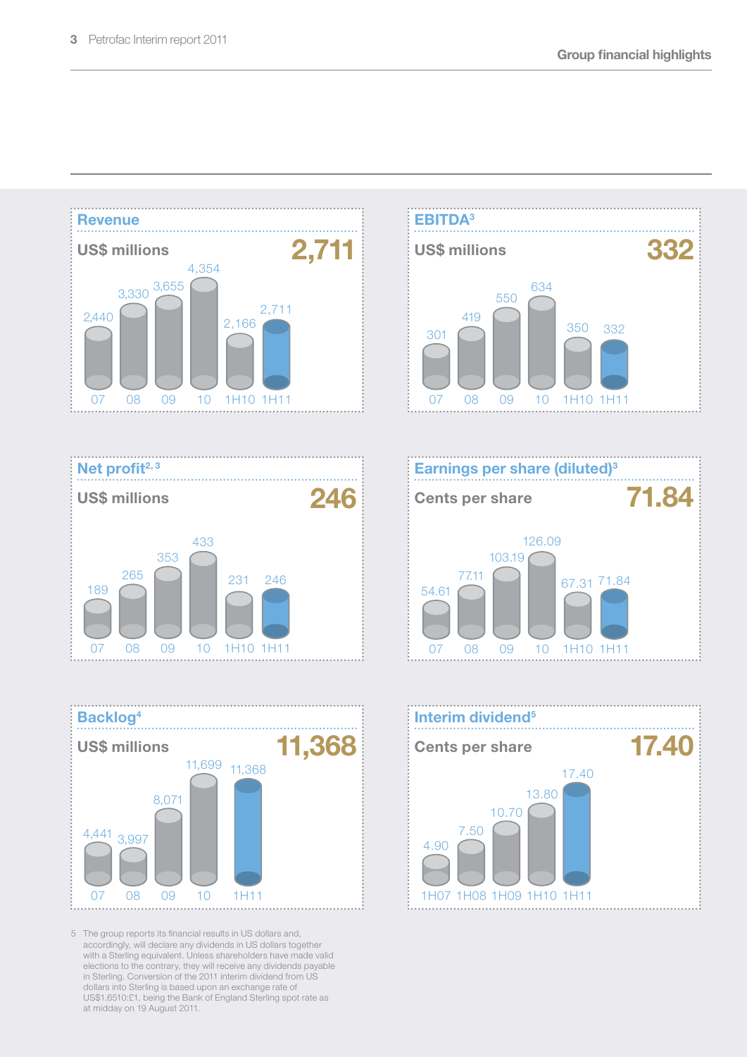## Group financial highlights

### Revenue

US$ millions **2,711**

| 07 | 08 | 09 | 10 | 1H10 | 1H11 |
|---|---|---|---|---|---|
| 2,440 | 3,330 | 3,655 | 4,354 | 2,166 | 2,711 |

### EBITDA[3]

US$ millions **332**

| 07 | 08 | 09 | 10 | 1H10 | 1H11 |
|---|---|---|---|---|---|
| 301 | 419 | 550 | 634 | 350 | 332 |

### Net profit[2, 3]

US$ millions **246**

| 07 | 08 | 09 | 10 | 1H10 | 1H11 |
|---|---|---|---|---|---|
| 189 | 265 | 353 | 433 | 231 | 246 |

### Earnings per share (diluted)[3]

Cents per share **71.84**

| 07 | 08 | 09 | 10 | 1H10 | 1H11 |
|---|---|---|---|---|---|
| 54.61 | 77.11 | 103.19 | 126.09 | 67.31 | 71.84 |

### Backlog[4]

US$ millions **11,368**

| 07 | 08 | 09 | 10 | 1H11 |
|---|---|---|---|---|
| 4,441 | 3,997 | 8,071 | 11,699 | 11,368 |

### Interim dividend[5]

Cents per share **17.40**

| 1H07 | 1H08 | 1H09 | 1H10 | 1H11 |
|---|---|---|---|---|
| 4.90 | 7.50 | 10.70 | 13.80 | 17.40 |

5 The group reports its financial results in US dollars and, accordingly, will declare any dividends in US dollars together with a Sterling equivalent. Unless shareholders have made valid elections to the contrary, they will receive any dividends payable in Sterling. Conversion of the 2011 interim dividend from US dollars into Sterling is based upon an exchange rate of US$1.6510:£1, being the Bank of England Sterling spot rate as at midday on 19 August 2011.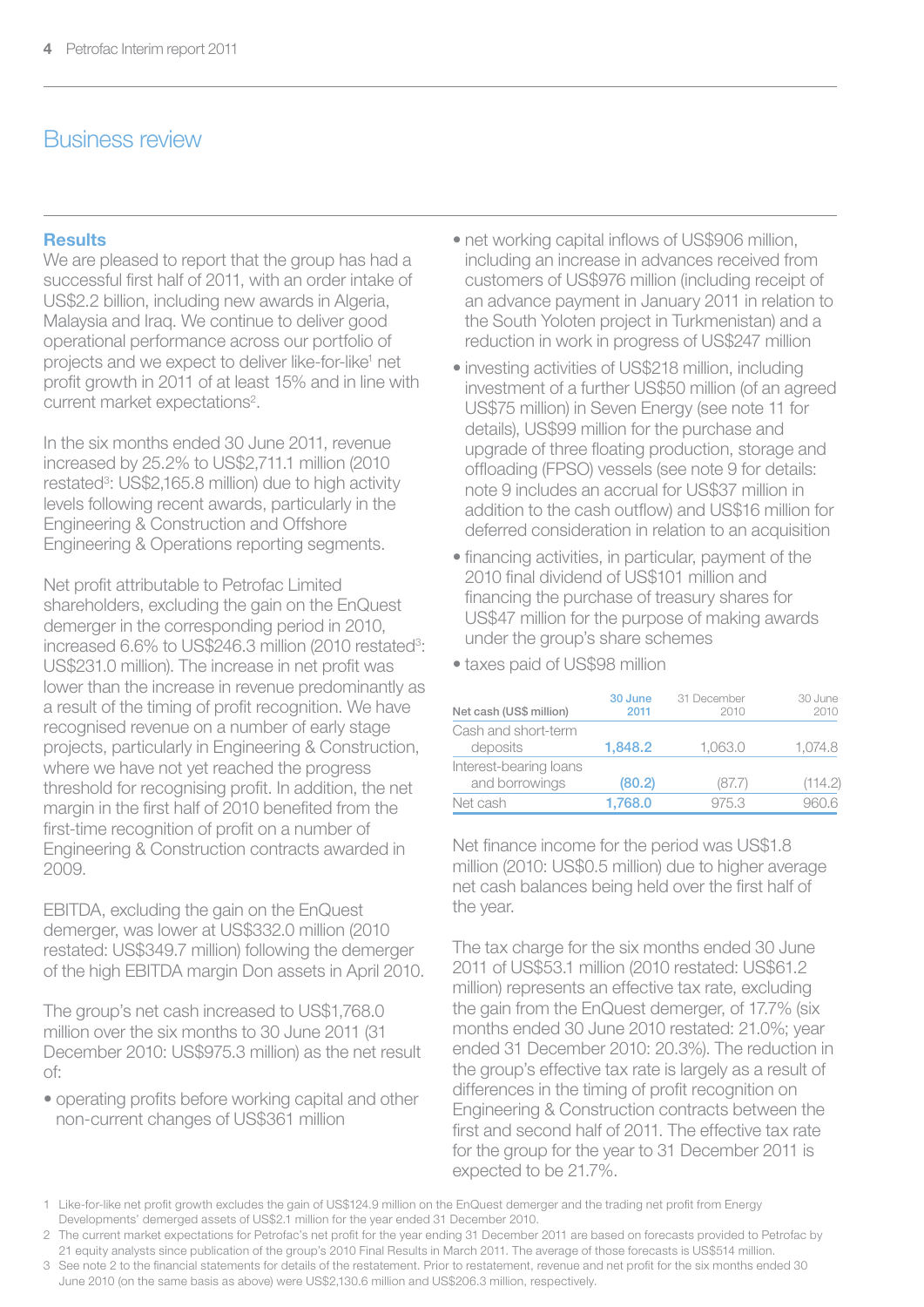# Business review

## Results

We are pleased to report that the group has had a successful first half of 2011, with an order intake of US$2.2 billion, including new awards in Algeria, Malaysia and Iraq. We continue to deliver good operational performance across our portfolio of projects and we expect to deliver like-for-like[1] net profit growth in 2011 of at least 15% and in line with current market expectations[2].

In the six months ended 30 June 2011, revenue increased by 25.2% to US$2,711.1 million (2010 restated[3]: US$2,165.8 million) due to high activity levels following recent awards, particularly in the Engineering & Construction and Offshore Engineering & Operations reporting segments.

Net profit attributable to Petrofac Limited shareholders, excluding the gain on the EnQuest demerger in the corresponding period in 2010, increased 6.6% to US$246.3 million (2010 restated[3]: US$231.0 million). The increase in net profit was lower than the increase in revenue predominantly as a result of the timing of profit recognition. We have recognised revenue on a number of early stage projects, particularly in Engineering & Construction, where we have not yet reached the progress threshold for recognising profit. In addition, the net margin in the first half of 2010 benefited from the first-time recognition of profit on a number of Engineering & Construction contracts awarded in 2009.

EBITDA, excluding the gain on the EnQuest demerger, was lower at US$332.0 million (2010 restated: US$349.7 million) following the demerger of the high EBITDA margin Don assets in April 2010.

The group's net cash increased to US$1,768.0 million over the six months to 30 June 2011 (31 December 2010: US$975.3 million) as the net result of:

- operating profits before working capital and other non-current changes of US$361 million
- net working capital inflows of US$906 million, including an increase in advances received from customers of US$976 million (including receipt of an advance payment in January 2011 in relation to the South Yoloten project in Turkmenistan) and a reduction in work in progress of US$247 million
- investing activities of US$218 million, including investment of a further US$50 million (of an agreed US$75 million) in Seven Energy (see note 11 for details), US$99 million for the purchase and upgrade of three floating production, storage and offloading (FPSO) vessels (see note 9 for details: note 9 includes an accrual for US$37 million in addition to the cash outflow) and US$16 million for deferred consideration in relation to an acquisition
- financing activities, in particular, payment of the 2010 final dividend of US$101 million and financing the purchase of treasury shares for US$47 million for the purpose of making awards under the group's share schemes
- taxes paid of US$98 million

| Net cash (US$ million) | 30 June 2011 | 31 December 2010 | 30 June 2010 |
|---|---|---|---|
| Cash and short-term deposits | **1,848.2** | 1,063.0 | 1,074.8 |
| Interest-bearing loans and borrowings | **(80.2)** | (87.7) | (114.2) |
| Net cash | **1,768.0** | 975.3 | 960.6 |

Net finance income for the period was US$1.8 million (2010: US$0.5 million) due to higher average net cash balances being held over the first half of the year.

The tax charge for the six months ended 30 June 2011 of US$53.1 million (2010 restated: US$61.2 million) represents an effective tax rate, excluding the gain from the EnQuest demerger, of 17.7% (six months ended 30 June 2010 restated: 21.0%; year ended 31 December 2010: 20.3%). The reduction in the group's effective tax rate is largely as a result of differences in the timing of profit recognition on Engineering & Construction contracts between the first and second half of 2011. The effective tax rate for the group for the year to 31 December 2011 is expected to be 21.7%.

1 Like-for-like net profit growth excludes the gain of US$124.9 million on the EnQuest demerger and the trading net profit from Energy Developments' demerged assets of US$2.1 million for the year ended 31 December 2010.

2 The current market expectations for Petrofac's net profit for the year ending 31 December 2011 are based on forecasts provided to Petrofac by 21 equity analysts since publication of the group's 2010 Final Results in March 2011. The average of those forecasts is US$514 million.

3 See note 2 to the financial statements for details of the restatement. Prior to restatement, revenue and net profit for the six months ended 30 June 2010 (on the same basis as above) were US$2,130.6 million and US$206.3 million, respectively.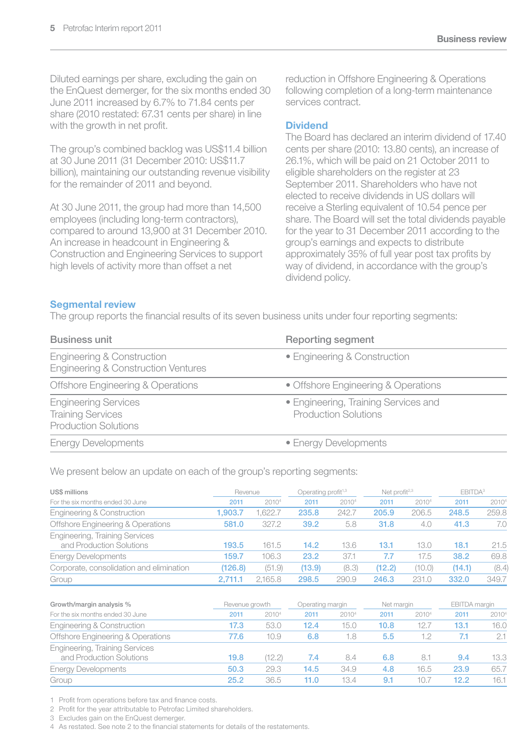Diluted earnings per share, excluding the gain on the EnQuest demerger, for the six months ended 30 June 2011 increased by 6.7% to 71.84 cents per share (2010 restated: 67.31 cents per share) in line with the growth in net profit.

The group's combined backlog was US$11.4 billion at 30 June 2011 (31 December 2010: US$11.7 billion), maintaining our outstanding revenue visibility for the remainder of 2011 and beyond.

At 30 June 2011, the group had more than 14,500 employees (including long-term contractors), compared to around 13,900 at 31 December 2010. An increase in headcount in Engineering & Construction and Engineering Services to support high levels of activity more than offset a net reduction in Offshore Engineering & Operations following completion of a long-term maintenance services contract.

## Dividend

The Board has declared an interim dividend of 17.40 cents per share (2010: 13.80 cents), an increase of 26.1%, which will be paid on 21 October 2011 to eligible shareholders on the register at 23 September 2011. Shareholders who have not elected to receive dividends in US dollars will receive a Sterling equivalent of 10.54 pence per share. The Board will set the total dividends payable for the year to 31 December 2011 according to the group's earnings and expects to distribute approximately 35% of full year post tax profits by way of dividend, in accordance with the group's dividend policy.

## Segmental review

The group reports the financial results of its seven business units under four reporting segments:

| Business unit | Reporting segment |
|---|---|
| Engineering & Construction<br>Engineering & Construction Ventures | • Engineering & Construction |
| Offshore Engineering & Operations | • Offshore Engineering & Operations |
| Engineering Services<br>Training Services<br>Production Solutions | • Engineering, Training Services and Production Solutions |
| Energy Developments | • Energy Developments |

We present below an update on each of the group's reporting segments:

| US$ millions | Revenue | | Operating profit[1,3] | | Net profit[2,3] | | EBITDA[3] | |
|---|---|---|---|---|---|---|---|---|
| For the six months ended 30 June | 2011 | 2010[4] | 2011 | 2010[4] | 2011 | 2010[4] | 2011 | 2010[4] |
| Engineering & Construction | **1,903.7** | 1,622.7 | **235.8** | 242.7 | **205.9** | 206.5 | **248.5** | 259.8 |
| Offshore Engineering & Operations | **581.0** | 327.2 | **39.2** | 5.8 | **31.8** | 4.0 | **41.3** | 7.0 |
| Engineering, Training Services and Production Solutions | **193.5** | 161.5 | **14.2** | 13.6 | **13.1** | 13.0 | **18.1** | 21.5 |
| Energy Developments | **159.7** | 106.3 | **23.2** | 37.1 | **7.7** | 17.5 | **38.2** | 69.8 |
| Corporate, consolidation and elimination | **(126.8)** | (51.9) | **(13.9)** | (8.3) | **(12.2)** | (10.0) | **(14.1)** | (8.4) |
| Group | **2,711.1** | 2,165.8 | **298.5** | 290.9 | **246.3** | 231.0 | **332.0** | 349.7 |

| Growth/margin analysis % | Revenue growth | | Operating margin | | Net margin | | EBITDA margin | |
|---|---|---|---|---|---|---|---|---|
| For the six months ended 30 June | 2011 | 2010[4] | 2011 | 2010[4] | 2011 | 2010[4] | 2011 | 2010[4] |
| Engineering & Construction | **17.3** | 53.0 | **12.4** | 15.0 | **10.8** | 12.7 | **13.1** | 16.0 |
| Offshore Engineering & Operations | **77.6** | 10.9 | **6.8** | 1.8 | **5.5** | 1.2 | **7.1** | 2.1 |
| Engineering, Training Services and Production Solutions | **19.8** | (12.2) | **7.4** | 8.4 | **6.8** | 8.1 | **9.4** | 13.3 |
| Energy Developments | **50.3** | 29.3 | **14.5** | 34.9 | **4.8** | 16.5 | **23.9** | 65.7 |
| Group | **25.2** | 36.5 | **11.0** | 13.4 | **9.1** | 10.7 | **12.2** | 16.1 |

1 Profit from operations before tax and finance costs.
2 Profit for the year attributable to Petrofac Limited shareholders.
3 Excludes gain on the EnQuest demerger.
4 As restated. See note 2 to the financial statements for details of the restatements.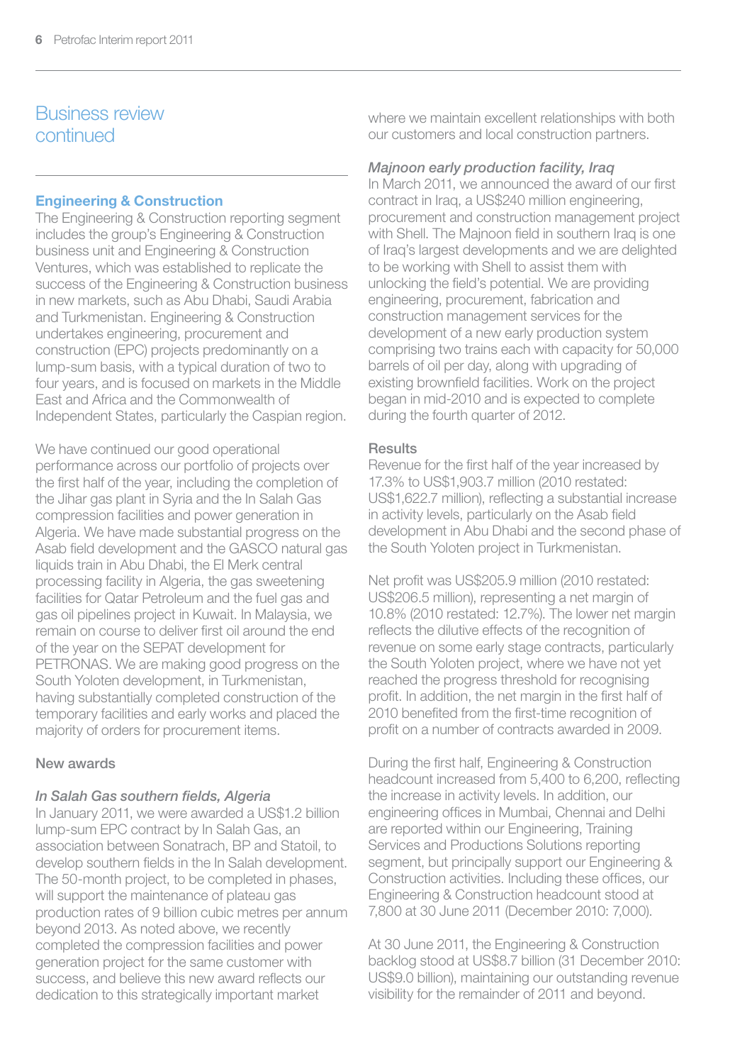# Business review continued

## Engineering & Construction

The Engineering & Construction reporting segment includes the group's Engineering & Construction business unit and Engineering & Construction Ventures, which was established to replicate the success of the Engineering & Construction business in new markets, such as Abu Dhabi, Saudi Arabia and Turkmenistan. Engineering & Construction undertakes engineering, procurement and construction (EPC) projects predominantly on a lump-sum basis, with a typical duration of two to four years, and is focused on markets in the Middle East and Africa and the Commonwealth of Independent States, particularly the Caspian region.

We have continued our good operational performance across our portfolio of projects over the first half of the year, including the completion of the Jihar gas plant in Syria and the In Salah Gas compression facilities and power generation in Algeria. We have made substantial progress on the Asab field development and the GASCO natural gas liquids train in Abu Dhabi, the El Merk central processing facility in Algeria, the gas sweetening facilities for Qatar Petroleum and the fuel gas and gas oil pipelines project in Kuwait. In Malaysia, we remain on course to deliver first oil around the end of the year on the SEPAT development for PETRONAS. We are making good progress on the South Yoloten development, in Turkmenistan, having substantially completed construction of the temporary facilities and early works and placed the majority of orders for procurement items.

### New awards

*In Salah Gas southern fields, Algeria*

In January 2011, we were awarded a US$1.2 billion lump-sum EPC contract by In Salah Gas, an association between Sonatrach, BP and Statoil, to develop southern fields in the In Salah development. The 50-month project, to be completed in phases, will support the maintenance of plateau gas production rates of 9 billion cubic metres per annum beyond 2013. As noted above, we recently completed the compression facilities and power generation project for the same customer with success, and believe this new award reflects our dedication to this strategically important market where we maintain excellent relationships with both our customers and local construction partners.

*Majnoon early production facility, Iraq*

In March 2011, we announced the award of our first contract in Iraq, a US$240 million engineering, procurement and construction management project with Shell. The Majnoon field in southern Iraq is one of Iraq's largest developments and we are delighted to be working with Shell to assist them with unlocking the field's potential. We are providing engineering, procurement, fabrication and construction management services for the development of a new early production system comprising two trains each with capacity for 50,000 barrels of oil per day, along with upgrading of existing brownfield facilities. Work on the project began in mid-2010 and is expected to complete during the fourth quarter of 2012.

### Results

Revenue for the first half of the year increased by 17.3% to US$1,903.7 million (2010 restated: US$1,622.7 million), reflecting a substantial increase in activity levels, particularly on the Asab field development in Abu Dhabi and the second phase of the South Yoloten project in Turkmenistan.

Net profit was US$205.9 million (2010 restated: US$206.5 million), representing a net margin of 10.8% (2010 restated: 12.7%). The lower net margin reflects the dilutive effects of the recognition of revenue on some early stage contracts, particularly the South Yoloten project, where we have not yet reached the progress threshold for recognising profit. In addition, the net margin in the first half of 2010 benefited from the first-time recognition of profit on a number of contracts awarded in 2009.

During the first half, Engineering & Construction headcount increased from 5,400 to 6,200, reflecting the increase in activity levels. In addition, our engineering offices in Mumbai, Chennai and Delhi are reported within our Engineering, Training Services and Productions Solutions reporting segment, but principally support our Engineering & Construction activities. Including these offices, our Engineering & Construction headcount stood at 7,800 at 30 June 2011 (December 2010: 7,000).

At 30 June 2011, the Engineering & Construction backlog stood at US$8.7 billion (31 December 2010: US$9.0 billion), maintaining our outstanding revenue visibility for the remainder of 2011 and beyond.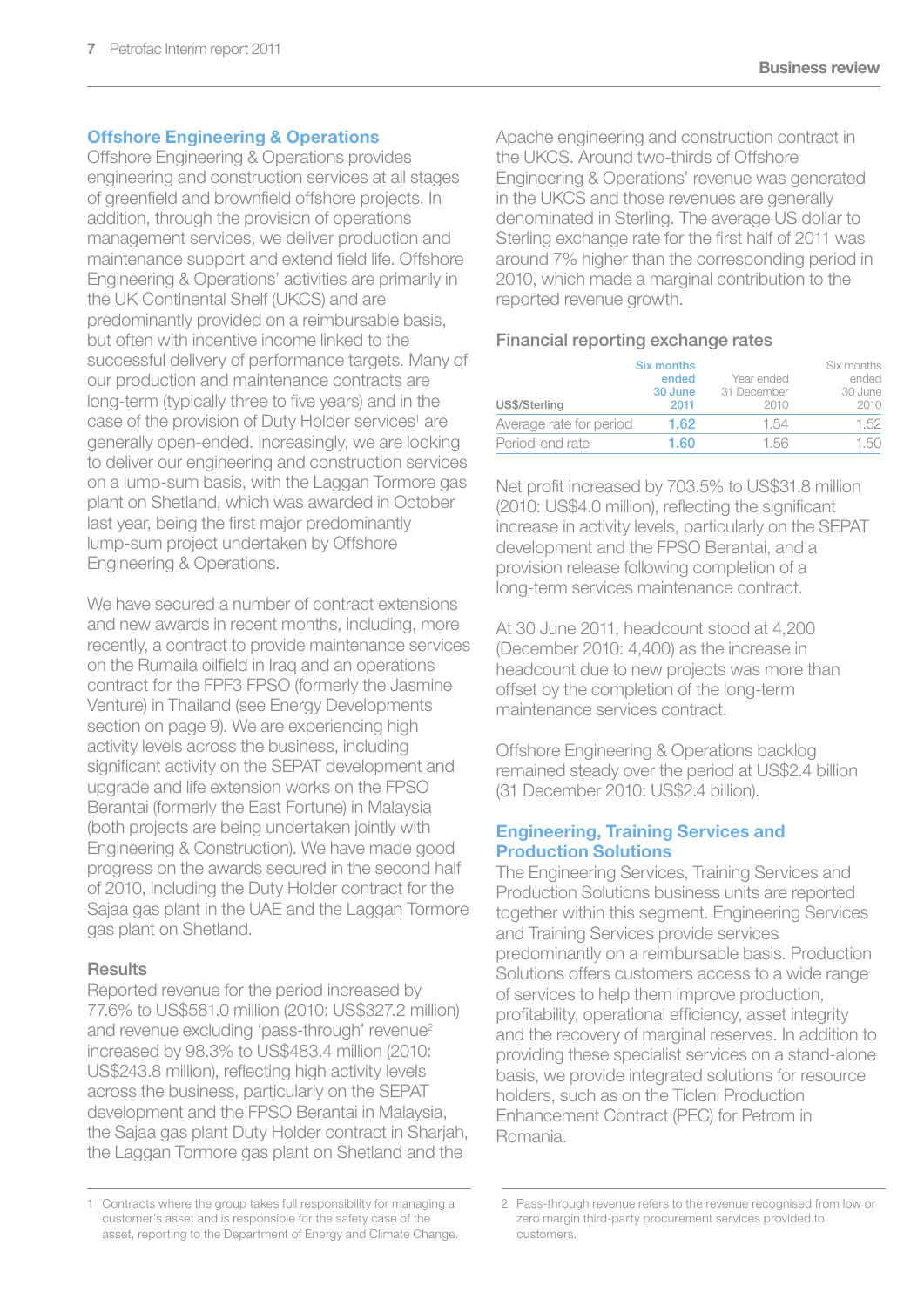## Offshore Engineering & Operations

Offshore Engineering & Operations provides engineering and construction services at all stages of greenfield and brownfield offshore projects. In addition, through the provision of operations management services, we deliver production and maintenance support and extend field life. Offshore Engineering & Operations' activities are primarily in the UK Continental Shelf (UKCS) and are predominantly provided on a reimbursable basis, but often with incentive income linked to the successful delivery of performance targets. Many of our production and maintenance contracts are long-term (typically three to five years) and in the case of the provision of Duty Holder services[1] are generally open-ended. Increasingly, we are looking to deliver our engineering and construction services on a lump-sum basis, with the Laggan Tormore gas plant on Shetland, which was awarded in October last year, being the first major predominantly lump-sum project undertaken by Offshore Engineering & Operations.

We have secured a number of contract extensions and new awards in recent months, including, more recently, a contract to provide maintenance services on the Rumaila oilfield in Iraq and an operations contract for the FPF3 FPSO (formerly the Jasmine Venture) in Thailand (see Energy Developments section on page 9). We are experiencing high activity levels across the business, including significant activity on the SEPAT development and upgrade and life extension works on the FPSO Berantai (formerly the East Fortune) in Malaysia (both projects are being undertaken jointly with Engineering & Construction). We have made good progress on the awards secured in the second half of 2010, including the Duty Holder contract for the Sajaa gas plant in the UAE and the Laggan Tormore gas plant on Shetland.

### Results

Reported revenue for the period increased by 77.6% to US$581.0 million (2010: US$327.2 million) and revenue excluding 'pass-through' revenue[2] increased by 98.3% to US$483.4 million (2010: US$243.8 million), reflecting high activity levels across the business, particularly on the SEPAT development and the FPSO Berantai in Malaysia, the Sajaa gas plant Duty Holder contract in Sharjah, the Laggan Tormore gas plant on Shetland and the Apache engineering and construction contract in the UKCS. Around two-thirds of Offshore Engineering & Operations' revenue was generated in the UKCS and those revenues are generally denominated in Sterling. The average US dollar to Sterling exchange rate for the first half of 2011 was around 7% higher than the corresponding period in 2010, which made a marginal contribution to the reported revenue growth.

### Financial reporting exchange rates

| US$/Sterling | Six months ended 30 June 2011 | Year ended 31 December 2010 | Six months ended 30 June 2010 |
|---|---|---|---|
| Average rate for period | **1.62** | 1.54 | 1.52 |
| Period-end rate | **1.60** | 1.56 | 1.50 |

Net profit increased by 703.5% to US$31.8 million (2010: US$4.0 million), reflecting the significant increase in activity levels, particularly on the SEPAT development and the FPSO Berantai, and a provision release following completion of a long-term services maintenance contract.

At 30 June 2011, headcount stood at 4,200 (December 2010: 4,400) as the increase in headcount due to new projects was more than offset by the completion of the long-term maintenance services contract.

Offshore Engineering & Operations backlog remained steady over the period at US$2.4 billion (31 December 2010: US$2.4 billion).

## Engineering, Training Services and Production Solutions

The Engineering Services, Training Services and Production Solutions business units are reported together within this segment. Engineering Services and Training Services provide services predominantly on a reimbursable basis. Production Solutions offers customers access to a wide range of services to help them improve production, profitability, operational efficiency, asset integrity and the recovery of marginal reserves. In addition to providing these specialist services on a stand-alone basis, we provide integrated solutions for resource holders, such as on the Ticleni Production Enhancement Contract (PEC) for Petrom in Romania.

---

1 Contracts where the group takes full responsibility for managing a customer's asset and is responsible for the safety case of the asset, reporting to the Department of Energy and Climate Change.

2 Pass-through revenue refers to the revenue recognised from low or zero margin third-party procurement services provided to customers.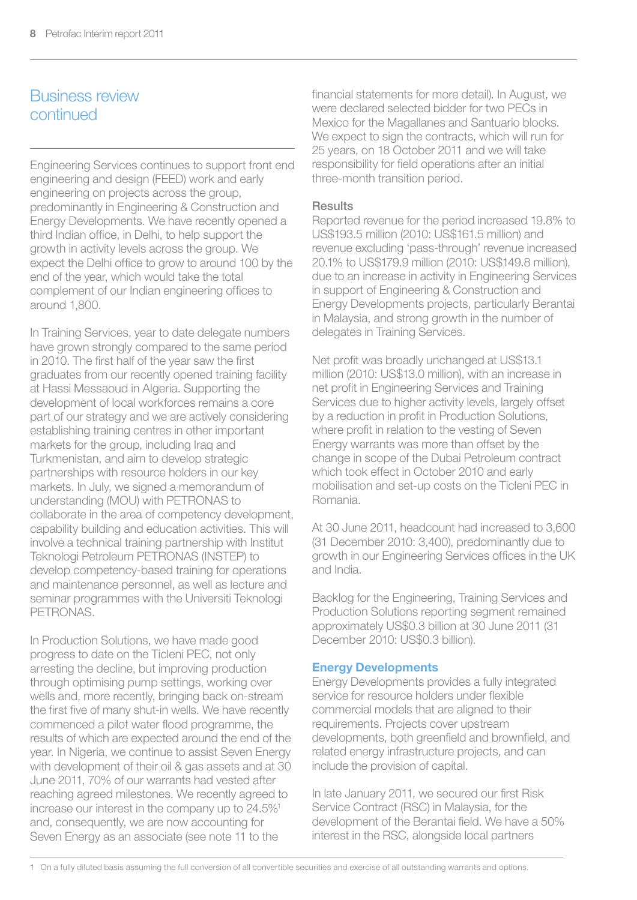## Business review continued

Engineering Services continues to support front end engineering and design (FEED) work and early engineering on projects across the group, predominantly in Engineering & Construction and Energy Developments. We have recently opened a third Indian office, in Delhi, to help support the growth in activity levels across the group. We expect the Delhi office to grow to around 100 by the end of the year, which would take the total complement of our Indian engineering offices to around 1,800.

In Training Services, year to date delegate numbers have grown strongly compared to the same period in 2010. The first half of the year saw the first graduates from our recently opened training facility at Hassi Messaoud in Algeria. Supporting the development of local workforces remains a core part of our strategy and we are actively considering establishing training centres in other important markets for the group, including Iraq and Turkmenistan, and aim to develop strategic partnerships with resource holders in our key markets. In July, we signed a memorandum of understanding (MOU) with PETRONAS to collaborate in the area of competency development, capability building and education activities. This will involve a technical training partnership with Institut Teknologi Petroleum PETRONAS (INSTEP) to develop competency-based training for operations and maintenance personnel, as well as lecture and seminar programmes with the Universiti Teknologi PETRONAS.

In Production Solutions, we have made good progress to date on the Ticleni PEC, not only arresting the decline, but improving production through optimising pump settings, working over wells and, more recently, bringing back on-stream the first five of many shut-in wells. We have recently commenced a pilot water flood programme, the results of which are expected around the end of the year. In Nigeria, we continue to assist Seven Energy with development of their oil & gas assets and at 30 June 2011, 70% of our warrants had vested after reaching agreed milestones. We recently agreed to increase our interest in the company up to 24.5%[1] and, consequently, we are now accounting for Seven Energy as an associate (see note 11 to the financial statements for more detail). In August, we were declared selected bidder for two PECs in Mexico for the Magallanes and Santuario blocks. We expect to sign the contracts, which will run for 25 years, on 18 October 2011 and we will take responsibility for field operations after an initial three-month transition period.

### Results

Reported revenue for the period increased 19.8% to US$193.5 million (2010: US$161.5 million) and revenue excluding 'pass-through' revenue increased 20.1% to US$179.9 million (2010: US$149.8 million), due to an increase in activity in Engineering Services in support of Engineering & Construction and Energy Developments projects, particularly Berantai in Malaysia, and strong growth in the number of delegates in Training Services.

Net profit was broadly unchanged at US$13.1 million (2010: US$13.0 million), with an increase in net profit in Engineering Services and Training Services due to higher activity levels, largely offset by a reduction in profit in Production Solutions, where profit in relation to the vesting of Seven Energy warrants was more than offset by the change in scope of the Dubai Petroleum contract which took effect in October 2010 and early mobilisation and set-up costs on the Ticleni PEC in Romania.

At 30 June 2011, headcount had increased to 3,600 (31 December 2010: 3,400), predominantly due to growth in our Engineering Services offices in the UK and India.

Backlog for the Engineering, Training Services and Production Solutions reporting segment remained approximately US$0.3 billion at 30 June 2011 (31 December 2010: US$0.3 billion).

### Energy Developments

Energy Developments provides a fully integrated service for resource holders under flexible commercial models that are aligned to their requirements. Projects cover upstream developments, both greenfield and brownfield, and related energy infrastructure projects, and can include the provision of capital.

In late January 2011, we secured our first Risk Service Contract (RSC) in Malaysia, for the development of the Berantai field. We have a 50% interest in the RSC, alongside local partners

---

1 On a fully diluted basis assuming the full conversion of all convertible securities and exercise of all outstanding warrants and options.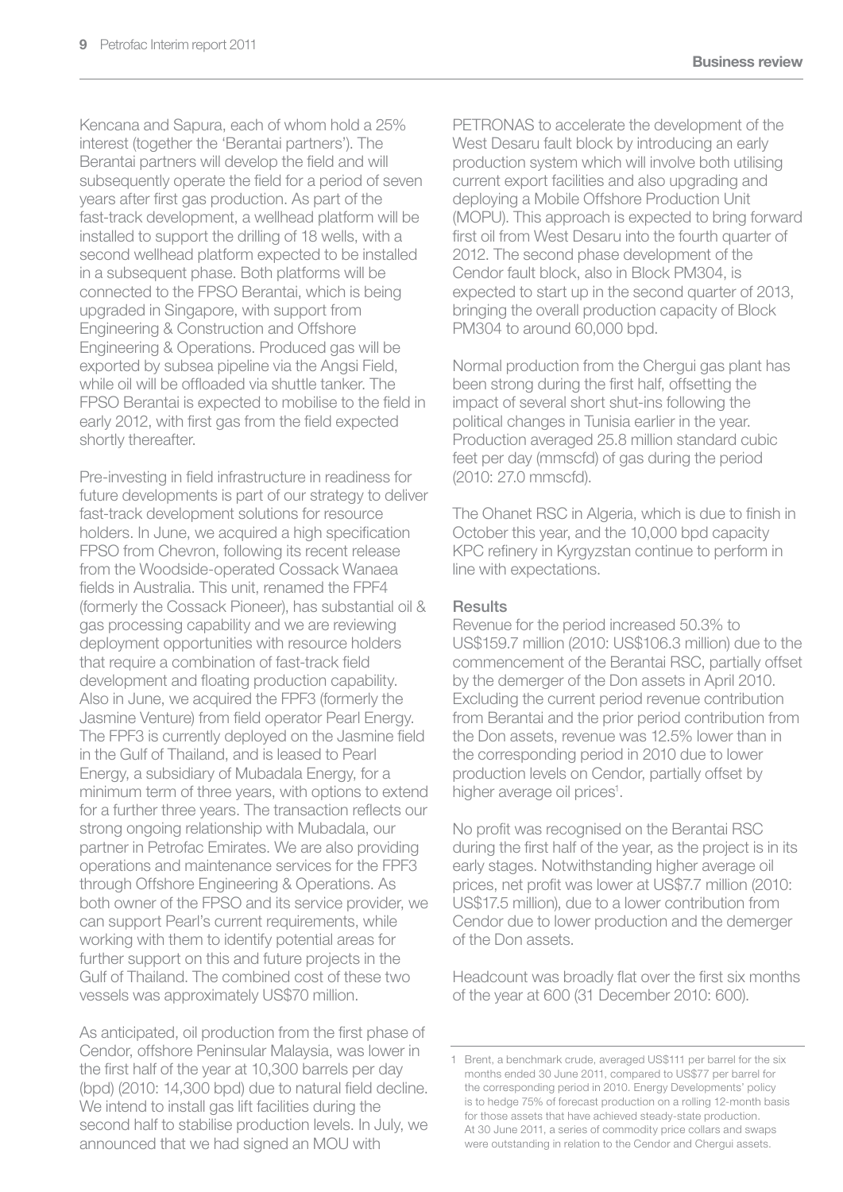Kencana and Sapura, each of whom hold a 25% interest (together the 'Berantai partners'). The Berantai partners will develop the field and will subsequently operate the field for a period of seven years after first gas production. As part of the fast-track development, a wellhead platform will be installed to support the drilling of 18 wells, with a second wellhead platform expected to be installed in a subsequent phase. Both platforms will be connected to the FPSO Berantai, which is being upgraded in Singapore, with support from Engineering & Construction and Offshore Engineering & Operations. Produced gas will be exported by subsea pipeline via the Angsi Field, while oil will be offloaded via shuttle tanker. The FPSO Berantai is expected to mobilise to the field in early 2012, with first gas from the field expected shortly thereafter.

Pre-investing in field infrastructure in readiness for future developments is part of our strategy to deliver fast-track development solutions for resource holders. In June, we acquired a high specification FPSO from Chevron, following its recent release from the Woodside-operated Cossack Wanaea fields in Australia. This unit, renamed the FPF4 (formerly the Cossack Pioneer), has substantial oil & gas processing capability and we are reviewing deployment opportunities with resource holders that require a combination of fast-track field development and floating production capability. Also in June, we acquired the FPF3 (formerly the Jasmine Venture) from field operator Pearl Energy. The FPF3 is currently deployed on the Jasmine field in the Gulf of Thailand, and is leased to Pearl Energy, a subsidiary of Mubadala Energy, for a minimum term of three years, with options to extend for a further three years. The transaction reflects our strong ongoing relationship with Mubadala, our partner in Petrofac Emirates. We are also providing operations and maintenance services for the FPF3 through Offshore Engineering & Operations. As both owner of the FPSO and its service provider, we can support Pearl's current requirements, while working with them to identify potential areas for further support on this and future projects in the Gulf of Thailand. The combined cost of these two vessels was approximately US$70 million.

As anticipated, oil production from the first phase of Cendor, offshore Peninsular Malaysia, was lower in the first half of the year at 10,300 barrels per day (bpd) (2010: 14,300 bpd) due to natural field decline. We intend to install gas lift facilities during the second half to stabilise production levels. In July, we announced that we had signed an MOU with PETRONAS to accelerate the development of the West Desaru fault block by introducing an early production system which will involve both utilising current export facilities and also upgrading and deploying a Mobile Offshore Production Unit (MOPU). This approach is expected to bring forward first oil from West Desaru into the fourth quarter of 2012. The second phase development of the Cendor fault block, also in Block PM304, is expected to start up in the second quarter of 2013, bringing the overall production capacity of Block PM304 to around 60,000 bpd.

Normal production from the Chergui gas plant has been strong during the first half, offsetting the impact of several short shut-ins following the political changes in Tunisia earlier in the year. Production averaged 25.8 million standard cubic feet per day (mmscfd) of gas during the period (2010: 27.0 mmscfd).

The Ohanet RSC in Algeria, which is due to finish in October this year, and the 10,000 bpd capacity KPC refinery in Kyrgyzstan continue to perform in line with expectations.

### Results

Revenue for the period increased 50.3% to US$159.7 million (2010: US$106.3 million) due to the commencement of the Berantai RSC, partially offset by the demerger of the Don assets in April 2010. Excluding the current period revenue contribution from Berantai and the prior period contribution from the Don assets, revenue was 12.5% lower than in the corresponding period in 2010 due to lower production levels on Cendor, partially offset by higher average oil prices[1].

No profit was recognised on the Berantai RSC during the first half of the year, as the project is in its early stages. Notwithstanding higher average oil prices, net profit was lower at US$7.7 million (2010: US$17.5 million), due to a lower contribution from Cendor due to lower production and the demerger of the Don assets.

Headcount was broadly flat over the first six months of the year at 600 (31 December 2010: 600).

1 Brent, a benchmark crude, averaged US$111 per barrel for the six months ended 30 June 2011, compared to US$77 per barrel for the corresponding period in 2010. Energy Developments' policy is to hedge 75% of forecast production on a rolling 12-month basis for those assets that have achieved steady-state production. At 30 June 2011, a series of commodity price collars and swaps were outstanding in relation to the Cendor and Chergui assets.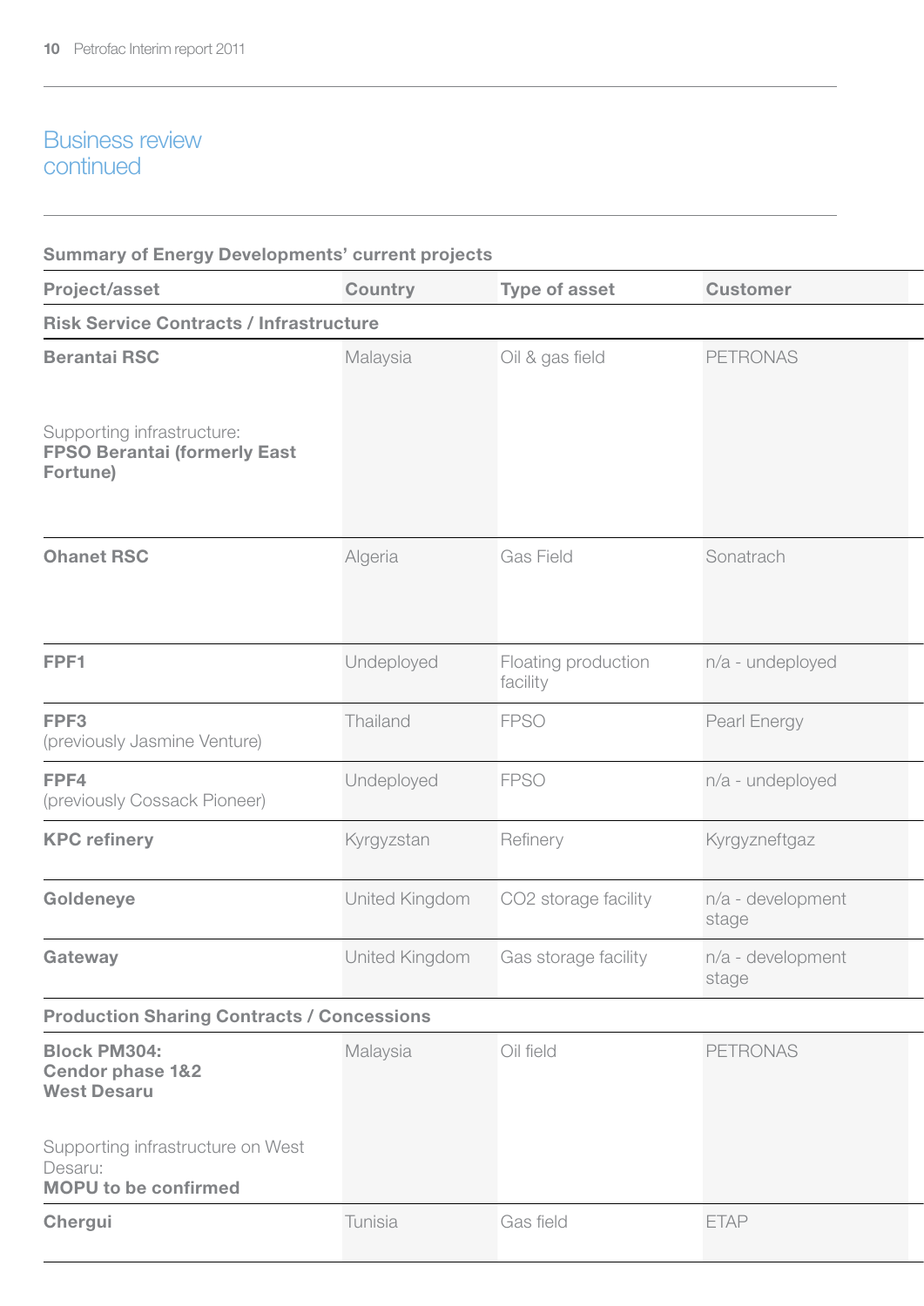## Business review continued

**Summary of Energy Developments' current projects**

| Project/asset | Country | Type of asset | Customer |
|---|---|---|---|
| **Risk Service Contracts / Infrastructure** | | | |
| **Berantai RSC**<br><br>Supporting infrastructure:<br>**FPSO Berantai (formerly East Fortune)** | Malaysia | Oil & gas field | PETRONAS |
| **Ohanet RSC** | Algeria | Gas Field | Sonatrach |
| **FPF1** | Undeployed | Floating production facility | n/a - undeployed |
| **FPF3**<br>(previously Jasmine Venture) | Thailand | FPSO | Pearl Energy |
| **FPF4**<br>(previously Cossack Pioneer) | Undeployed | FPSO | n/a - undeployed |
| **KPC refinery** | Kyrgyzstan | Refinery | Kyrgyzneftgaz |
| **Goldeneye** | United Kingdom | CO2 storage facility | n/a - development stage |
| **Gateway** | United Kingdom | Gas storage facility | n/a - development stage |
| **Production Sharing Contracts / Concessions** | | | |
| **Block PM304:**<br>**Cendor phase 1&2**<br>**West Desaru**<br><br>Supporting infrastructure on West Desaru:<br>**MOPU to be confirmed** | Malaysia | Oil field | PETRONAS |
| **Chergui** | Tunisia | Gas field | ETAP |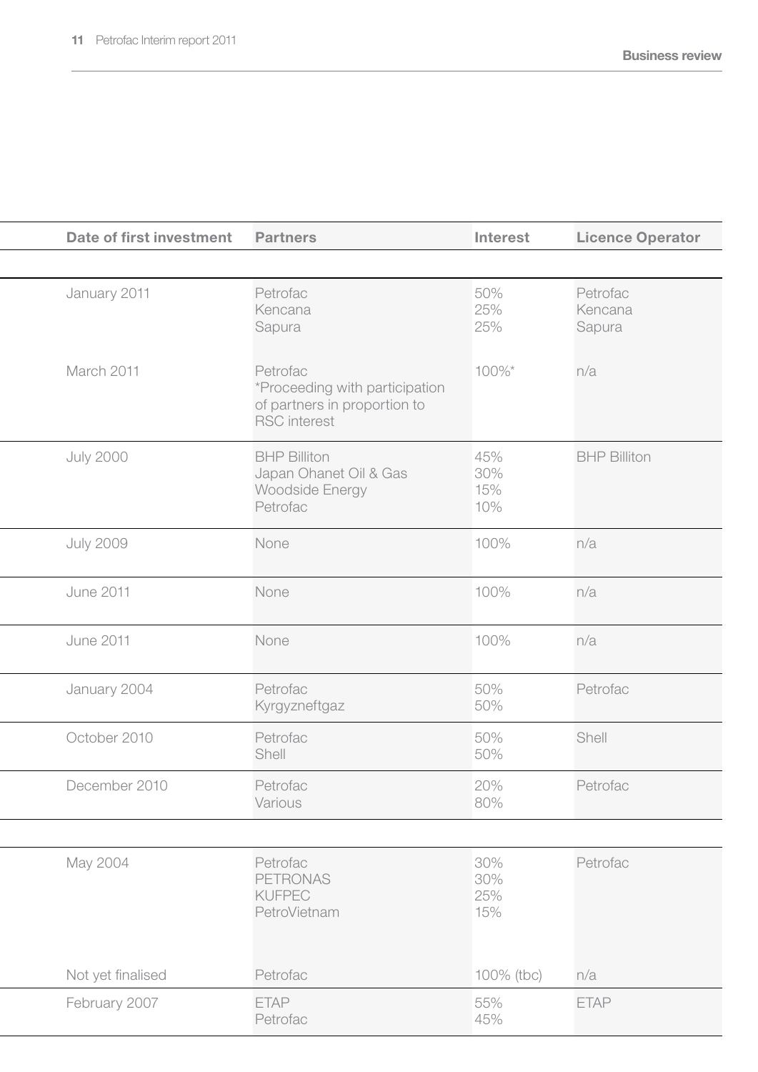| Date of first investment | Partners | Interest | Licence Operator |
|---|---|---|---|
| | | | |
| January 2011 | Petrofac<br>Kencana<br>Sapura | 50%<br>25%<br>25% | Petrofac<br>Kencana<br>Sapura |
| March 2011 | Petrofac<br>*Proceeding with participation of partners in proportion to RSC interest | 100%* | n/a |
| July 2000 | BHP Billiton<br>Japan Ohanet Oil & Gas<br>Woodside Energy<br>Petrofac | 45%<br>30%<br>15%<br>10% | BHP Billiton |
| July 2009 | None | 100% | n/a |
| June 2011 | None | 100% | n/a |
| June 2011 | None | 100% | n/a |
| January 2004 | Petrofac<br>Kyrgyzneftgaz | 50%<br>50% | Petrofac |
| October 2010 | Petrofac<br>Shell | 50%<br>50% | Shell |
| December 2010 | Petrofac<br>Various | 20%<br>80% | Petrofac |
| | | | |
| May 2004 | Petrofac<br>PETRONAS<br>KUFPEC<br>PetroVietnam | 30%<br>30%<br>25%<br>15% | Petrofac |
| Not yet finalised | Petrofac | 100% (tbc) | n/a |
| February 2007 | ETAP<br>Petrofac | 55%<br>45% | ETAP |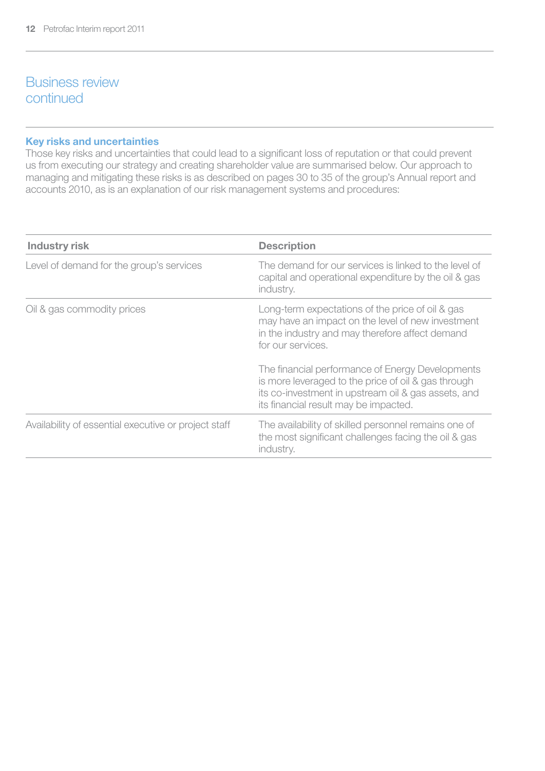# Business review continued

## Key risks and uncertainties

Those key risks and uncertainties that could lead to a significant loss of reputation or that could prevent us from executing our strategy and creating shareholder value are summarised below. Our approach to managing and mitigating these risks is as described on pages 30 to 35 of the group's Annual report and accounts 2010, as is an explanation of our risk management systems and procedures:

| Industry risk | Description |
|---|---|
| Level of demand for the group's services | The demand for our services is linked to the level of capital and operational expenditure by the oil & gas industry. |
| Oil & gas commodity prices | Long-term expectations of the price of oil & gas may have an impact on the level of new investment in the industry and may therefore affect demand for our services.<br><br>The financial performance of Energy Developments is more leveraged to the price of oil & gas through its co-investment in upstream oil & gas assets, and its financial result may be impacted. |
| Availability of essential executive or project staff | The availability of skilled personnel remains one of the most significant challenges facing the oil & gas industry. |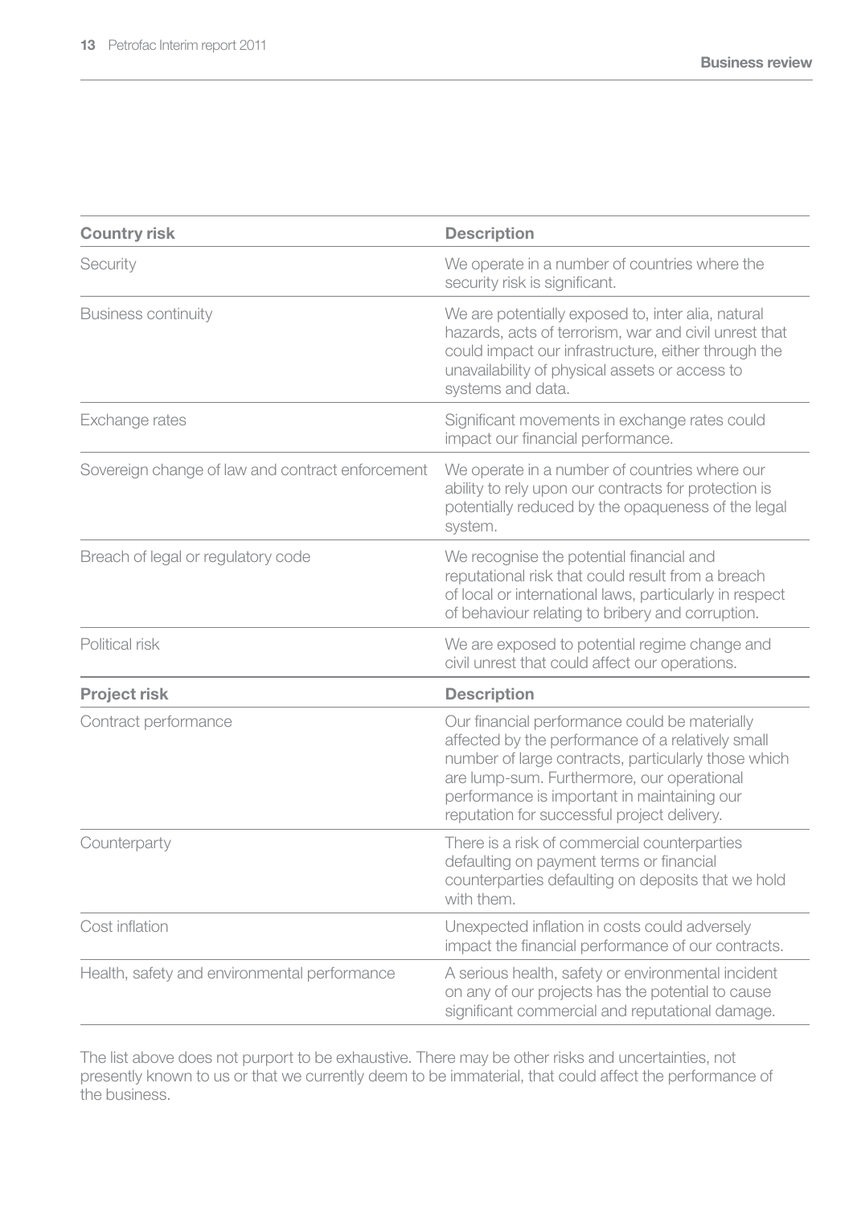| Country risk | Description |
|---|---|
| Security | We operate in a number of countries where the security risk is significant. |
| Business continuity | We are potentially exposed to, inter alia, natural hazards, acts of terrorism, war and civil unrest that could impact our infrastructure, either through the unavailability of physical assets or access to systems and data. |
| Exchange rates | Significant movements in exchange rates could impact our financial performance. |
| Sovereign change of law and contract enforcement | We operate in a number of countries where our ability to rely upon our contracts for protection is potentially reduced by the opaqueness of the legal system. |
| Breach of legal or regulatory code | We recognise the potential financial and reputational risk that could result from a breach of local or international laws, particularly in respect of behaviour relating to bribery and corruption. |
| Political risk | We are exposed to potential regime change and civil unrest that could affect our operations. |
| **Project risk** | **Description** |
| Contract performance | Our financial performance could be materially affected by the performance of a relatively small number of large contracts, particularly those which are lump-sum. Furthermore, our operational performance is important in maintaining our reputation for successful project delivery. |
| Counterparty | There is a risk of commercial counterparties defaulting on payment terms or financial counterparties defaulting on deposits that we hold with them. |
| Cost inflation | Unexpected inflation in costs could adversely impact the financial performance of our contracts. |
| Health, safety and environmental performance | A serious health, safety or environmental incident on any of our projects has the potential to cause significant commercial and reputational damage. |

The list above does not purport to be exhaustive. There may be other risks and uncertainties, not presently known to us or that we currently deem to be immaterial, that could affect the performance of the business.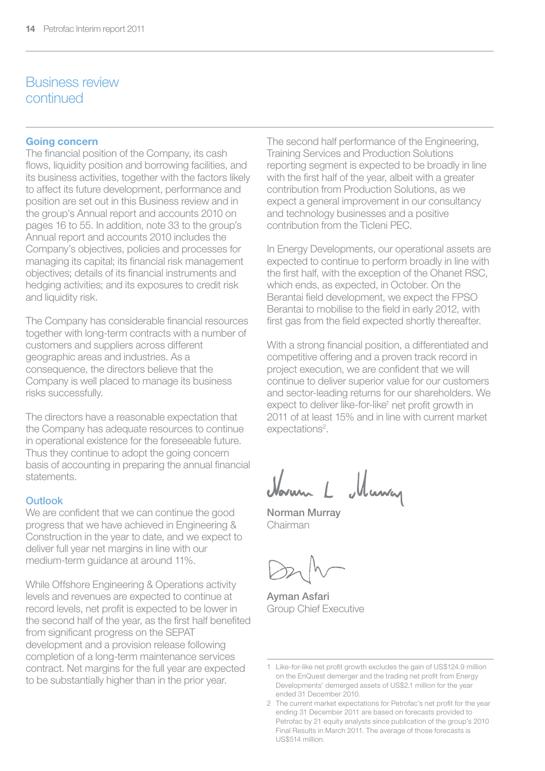# Business review continued

## Going concern

The financial position of the Company, its cash flows, liquidity position and borrowing facilities, and its business activities, together with the factors likely to affect its future development, performance and position are set out in this Business review and in the group's Annual report and accounts 2010 on pages 16 to 55. In addition, note 33 to the group's Annual report and accounts 2010 includes the Company's objectives, policies and processes for managing its capital; its financial risk management objectives; details of its financial instruments and hedging activities; and its exposures to credit risk and liquidity risk.

The Company has considerable financial resources together with long-term contracts with a number of customers and suppliers across different geographic areas and industries. As a consequence, the directors believe that the Company is well placed to manage its business risks successfully.

The directors have a reasonable expectation that the Company has adequate resources to continue in operational existence for the foreseeable future. Thus they continue to adopt the going concern basis of accounting in preparing the annual financial statements.

## Outlook

We are confident that we can continue the good progress that we have achieved in Engineering & Construction in the year to date, and we expect to deliver full year net margins in line with our medium-term guidance at around 11%.

While Offshore Engineering & Operations activity levels and revenues are expected to continue at record levels, net profit is expected to be lower in the second half of the year, as the first half benefited from significant progress on the SEPAT development and a provision release following completion of a long-term maintenance services contract. Net margins for the full year are expected to be substantially higher than in the prior year.

The second half performance of the Engineering, Training Services and Production Solutions reporting segment is expected to be broadly in line with the first half of the year, albeit with a greater contribution from Production Solutions, as we expect a general improvement in our consultancy and technology businesses and a positive contribution from the Ticleni PEC.

In Energy Developments, our operational assets are expected to continue to perform broadly in line with the first half, with the exception of the Ohanet RSC, which ends, as expected, in October. On the Berantai field development, we expect the FPSO Berantai to mobilise to the field in early 2012, with first gas from the field expected shortly thereafter.

With a strong financial position, a differentiated and competitive offering and a proven track record in project execution, we are confident that we will continue to deliver superior value for our customers and sector-leading returns for our shareholders. We expect to deliver like-for-like[1] net profit growth in 2011 of at least 15% and in line with current market expectations[2].

**Norman Murray**
Chairman

**Ayman Asfari**
Group Chief Executive

1 Like-for-like net profit growth excludes the gain of US$124.9 million on the EnQuest demerger and the trading net profit from Energy Developments' demerged assets of US$2.1 million for the year ended 31 December 2010.

2 The current market expectations for Petrofac's net profit for the year ending 31 December 2011 are based on forecasts provided to Petrofac by 21 equity analysts since publication of the group's 2010 Final Results in March 2011. The average of those forecasts is US$514 million.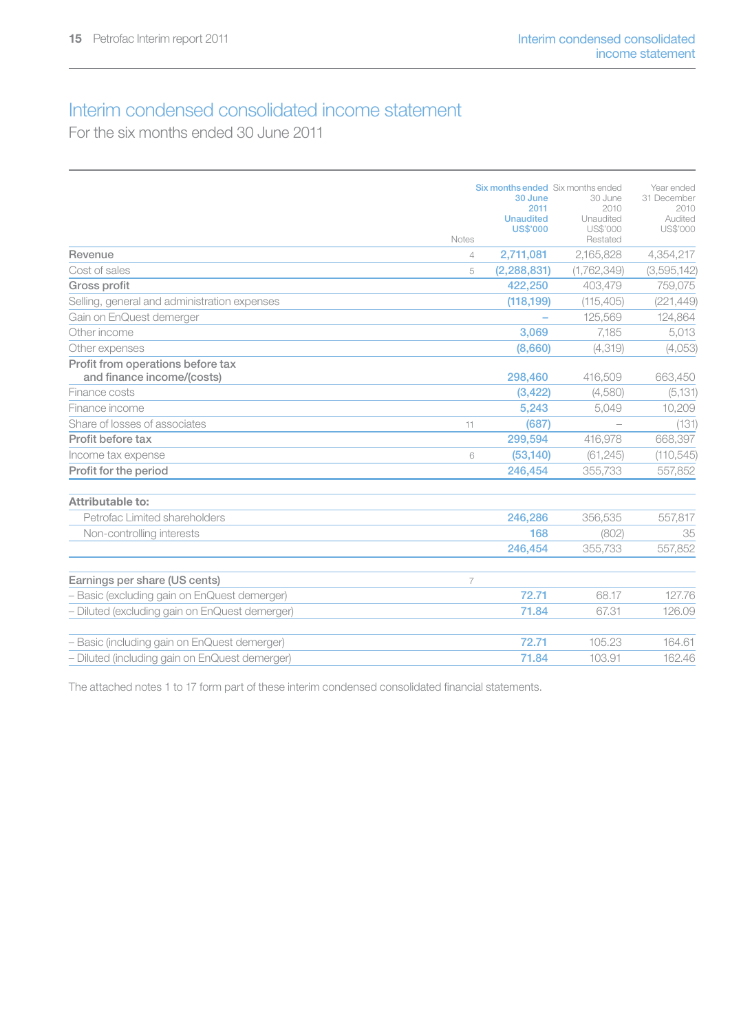# Interim condensed consolidated income statement

For the six months ended 30 June 2011

| | Notes | Six months ended 30 June 2011 Unaudited US$'000 | Six months ended 30 June 2010 Unaudited US$'000 Restated | Year ended 31 December 2010 Audited US$'000 |
|---|---|---|---|---|
| **Revenue** | 4 | **2,711,081** | 2,165,828 | 4,354,217 |
| Cost of sales | 5 | **(2,288,831)** | (1,762,349) | (3,595,142) |
| **Gross profit** | | **422,250** | 403,479 | 759,075 |
| Selling, general and administration expenses | | **(118,199)** | (115,405) | (221,449) |
| Gain on EnQuest demerger | | **–** | 125,569 | 124,864 |
| Other income | | **3,069** | 7,185 | 5,013 |
| Other expenses | | **(8,660)** | (4,319) | (4,053) |
| **Profit from operations before tax and finance income/(costs)** | | **298,460** | 416,509 | 663,450 |
| Finance costs | | **(3,422)** | (4,580) | (5,131) |
| Finance income | | **5,243** | 5,049 | 10,209 |
| Share of losses of associates | 11 | **(687)** | – | (131) |
| **Profit before tax** | | **299,594** | 416,978 | 668,397 |
| Income tax expense | 6 | **(53,140)** | (61,245) | (110,545) |
| **Profit for the period** | | **246,454** | 355,733 | 557,852 |
| | | | | |
| **Attributable to:** | | | | |
| Petrofac Limited shareholders | | **246,286** | 356,535 | 557,817 |
| Non-controlling interests | | **168** | (802) | 35 |
| | | **246,454** | 355,733 | 557,852 |
| | | | | |
| **Earnings per share (US cents)** | 7 | | | |
| – Basic (excluding gain on EnQuest demerger) | | **72.71** | 68.17 | 127.76 |
| – Diluted (excluding gain on EnQuest demerger) | | **71.84** | 67.31 | 126.09 |
| | | | | |
| – Basic (including gain on EnQuest demerger) | | **72.71** | 105.23 | 164.61 |
| – Diluted (including gain on EnQuest demerger) | | **71.84** | 103.91 | 162.46 |

The attached notes 1 to 17 form part of these interim condensed consolidated financial statements.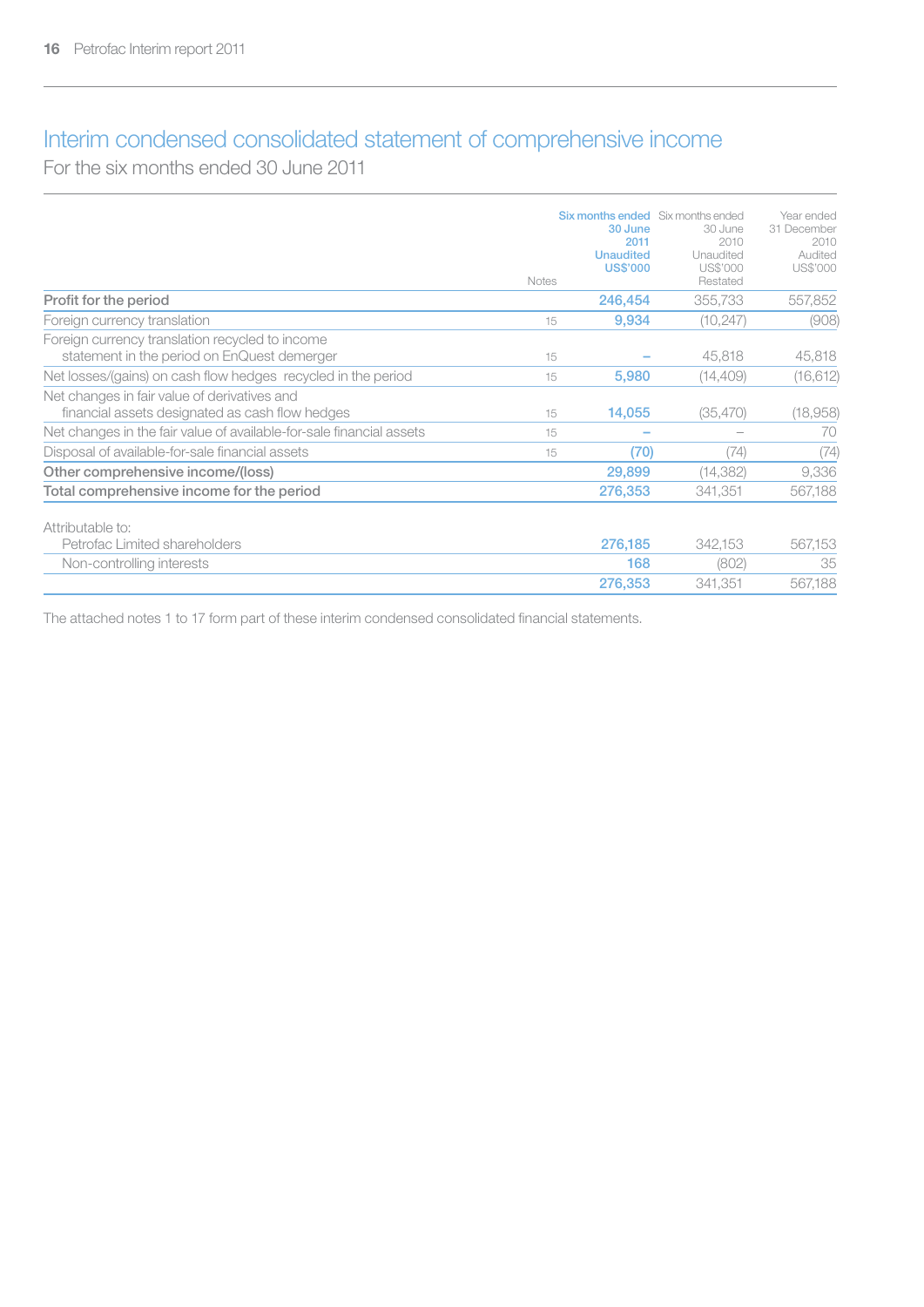# Interim condensed consolidated statement of comprehensive income

For the six months ended 30 June 2011

| | Notes | Six months ended 30 June 2011 Unaudited US$'000 | Six months ended 30 June 2010 Unaudited US$'000 Restated | Year ended 31 December 2010 Audited US$'000 |
|---|---|---|---|---|
| **Profit for the period** | | 246,454 | 355,733 | 557,852 |
| Foreign currency translation | 15 | 9,934 | (10,247) | (908) |
| Foreign currency translation recycled to income statement in the period on EnQuest demerger | 15 | – | 45,818 | 45,818 |
| Net losses/(gains) on cash flow hedges recycled in the period | 15 | 5,980 | (14,409) | (16,612) |
| Net changes in fair value of derivatives and financial assets designated as cash flow hedges | 15 | 14,055 | (35,470) | (18,958) |
| Net changes in the fair value of available-for-sale financial assets | 15 | – | – | 70 |
| Disposal of available-for-sale financial assets | 15 | (70) | (74) | (74) |
| **Other comprehensive income/(loss)** | | 29,899 | (14,382) | 9,336 |
| **Total comprehensive income for the period** | | 276,353 | 341,351 | 567,188 |
| Attributable to: | | | | |
| Petrofac Limited shareholders | | 276,185 | 342,153 | 567,153 |
| Non-controlling interests | | 168 | (802) | 35 |
| | | 276,353 | 341,351 | 567,188 |

The attached notes 1 to 17 form part of these interim condensed consolidated financial statements.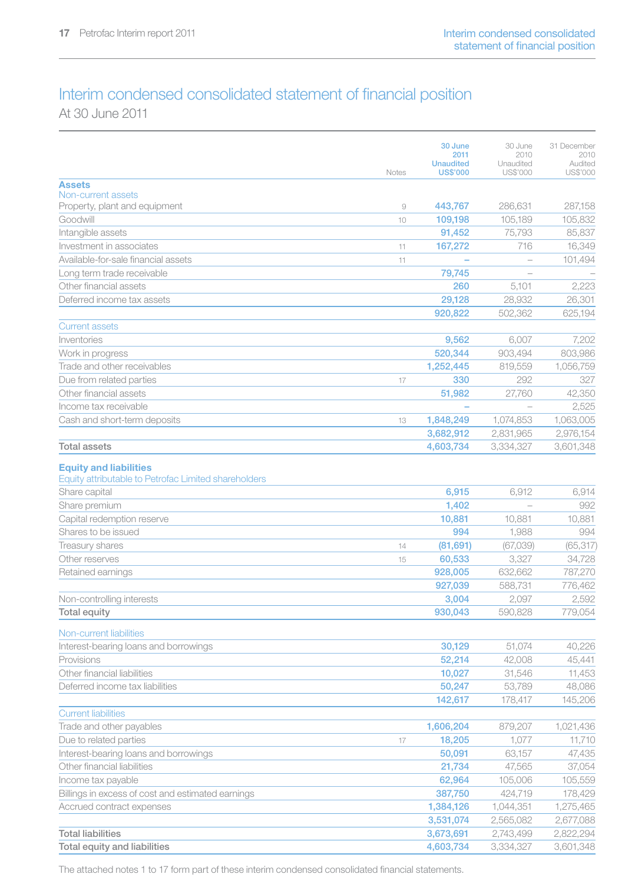# Interim condensed consolidated statement of financial position

At 30 June 2011

| | Notes | 30 June 2011 Unaudited US$'000 | 30 June 2010 Unaudited US$'000 | 31 December 2010 Audited US$'000 |
|---|---|---|---|---|
| **Assets** | | | | |
| Non-current assets | | | | |
| Property, plant and equipment | 9 | **443,767** | 286,631 | 287,158 |
| Goodwill | 10 | **109,198** | 105,189 | 105,832 |
| Intangible assets | | **91,452** | 75,793 | 85,837 |
| Investment in associates | 11 | **167,272** | 716 | 16,349 |
| Available-for-sale financial assets | 11 | **–** | – | 101,494 |
| Long term trade receivable | | **79,745** | – | – |
| Other financial assets | | **260** | 5,101 | 2,223 |
| Deferred income tax assets | | **29,128** | 28,932 | 26,301 |
| | | **920,822** | 502,362 | 625,194 |
| Current assets | | | | |
| Inventories | | **9,562** | 6,007 | 7,202 |
| Work in progress | | **520,344** | 903,494 | 803,986 |
| Trade and other receivables | | **1,252,445** | 819,559 | 1,056,759 |
| Due from related parties | 17 | **330** | 292 | 327 |
| Other financial assets | | **51,982** | 27,760 | 42,350 |
| Income tax receivable | | **–** | – | 2,525 |
| Cash and short-term deposits | 13 | **1,848,249** | 1,074,853 | 1,063,005 |
| | | **3,682,912** | 2,831,965 | 2,976,154 |
| Total assets | | **4,603,734** | 3,334,327 | 3,601,348 |
| **Equity and liabilities** | | | | |
| Equity attributable to Petrofac Limited shareholders | | | | |
| Share capital | | **6,915** | 6,912 | 6,914 |
| Share premium | | **1,402** | – | 992 |
| Capital redemption reserve | | **10,881** | 10,881 | 10,881 |
| Shares to be issued | | **994** | 1,988 | 994 |
| Treasury shares | 14 | **(81,691)** | (67,039) | (65,317) |
| Other reserves | 15 | **60,533** | 3,327 | 34,728 |
| Retained earnings | | **928,005** | 632,662 | 787,270 |
| | | **927,039** | 588,731 | 776,462 |
| Non-controlling interests | | **3,004** | 2,097 | 2,592 |
| Total equity | | **930,043** | 590,828 | 779,054 |
| Non-current liabilities | | | | |
| Interest-bearing loans and borrowings | | **30,129** | 51,074 | 40,226 |
| Provisions | | **52,214** | 42,008 | 45,441 |
| Other financial liabilities | | **10,027** | 31,546 | 11,453 |
| Deferred income tax liabilities | | **50,247** | 53,789 | 48,086 |
| | | **142,617** | 178,417 | 145,206 |
| Current liabilities | | | | |
| Trade and other payables | | **1,606,204** | 879,207 | 1,021,436 |
| Due to related parties | 17 | **18,205** | 1,077 | 11,710 |
| Interest-bearing loans and borrowings | | **50,091** | 63,157 | 47,435 |
| Other financial liabilities | | **21,734** | 47,565 | 37,054 |
| Income tax payable | | **62,964** | 105,006 | 105,559 |
| Billings in excess of cost and estimated earnings | | **387,750** | 424,719 | 178,429 |
| Accrued contract expenses | | **1,384,126** | 1,044,351 | 1,275,465 |
| | | **3,531,074** | 2,565,082 | 2,677,088 |
| Total liabilities | | **3,673,691** | 2,743,499 | 2,822,294 |
| Total equity and liabilities | | **4,603,734** | 3,334,327 | 3,601,348 |

The attached notes 1 to 17 form part of these interim condensed consolidated financial statements.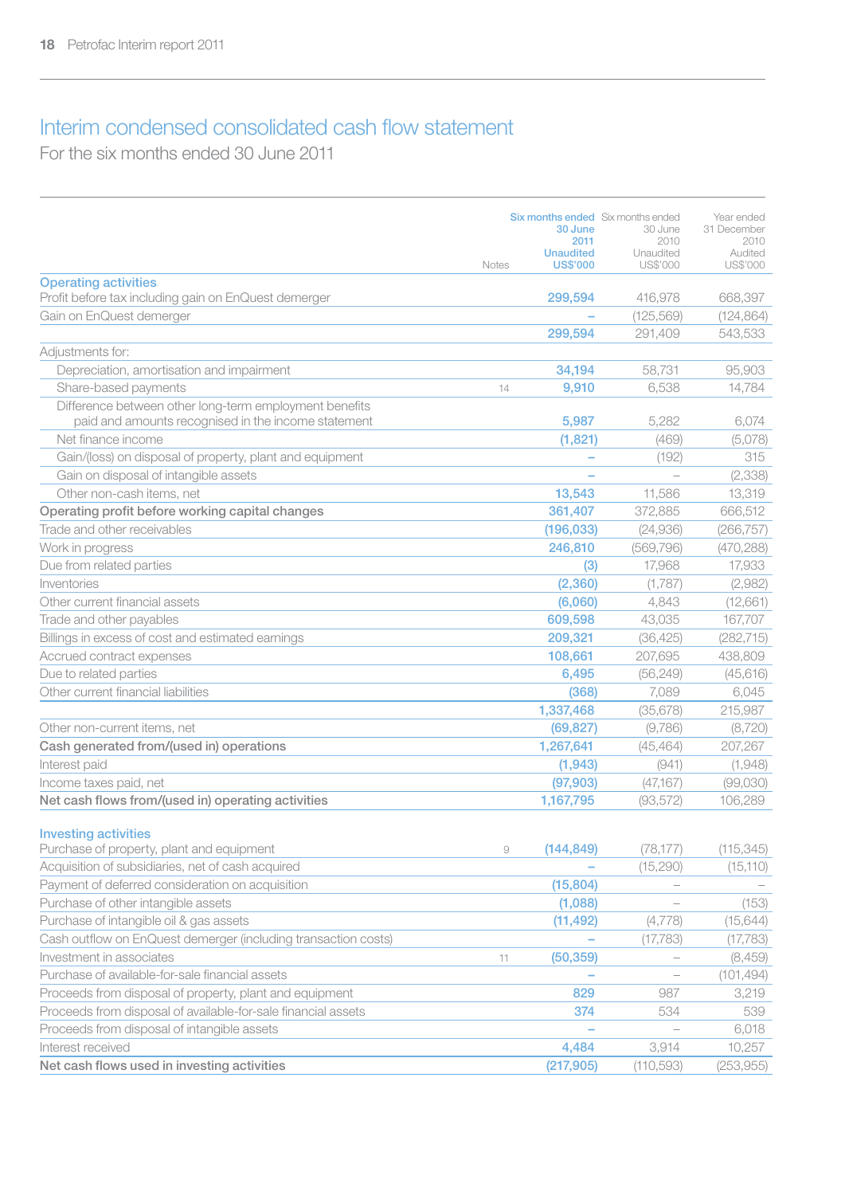# Interim condensed consolidated cash flow statement

For the six months ended 30 June 2011

| | Notes | Six months ended 30 June 2011 Unaudited US$'000 | Six months ended 30 June 2010 Unaudited US$'000 | Year ended 31 December 2010 Audited US$'000 |
|---|---|---|---|---|
| **Operating activities** | | | | |
| Profit before tax including gain on EnQuest demerger | | 299,594 | 416,978 | 668,397 |
| Gain on EnQuest demerger | | – | (125,569) | (124,864) |
| | | 299,594 | 291,409 | 543,533 |
| Adjustments for: | | | | |
| Depreciation, amortisation and impairment | | 34,194 | 58,731 | 95,903 |
| Share-based payments | 14 | 9,910 | 6,538 | 14,784 |
| Difference between other long-term employment benefits paid and amounts recognised in the income statement | | 5,987 | 5,282 | 6,074 |
| Net finance income | | (1,821) | (469) | (5,078) |
| Gain/(loss) on disposal of property, plant and equipment | | – | (192) | 315 |
| Gain on disposal of intangible assets | | – | – | (2,338) |
| Other non-cash items, net | | 13,543 | 11,586 | 13,319 |
| **Operating profit before working capital changes** | | 361,407 | 372,885 | 666,512 |
| Trade and other receivables | | (196,033) | (24,936) | (266,757) |
| Work in progress | | 246,810 | (569,796) | (470,288) |
| Due from related parties | | (3) | 17,968 | 17,933 |
| Inventories | | (2,360) | (1,787) | (2,982) |
| Other current financial assets | | (6,060) | 4,843 | (12,661) |
| Trade and other payables | | 609,598 | 43,035 | 167,707 |
| Billings in excess of cost and estimated earnings | | 209,321 | (36,425) | (282,715) |
| Accrued contract expenses | | 108,661 | 207,695 | 438,809 |
| Due to related parties | | 6,495 | (56,249) | (45,616) |
| Other current financial liabilities | | (368) | 7,089 | 6,045 |
| | | 1,337,468 | (35,678) | 215,987 |
| Other non-current items, net | | (69,827) | (9,786) | (8,720) |
| **Cash generated from/(used in) operations** | | 1,267,641 | (45,464) | 207,267 |
| Interest paid | | (1,943) | (941) | (1,948) |
| Income taxes paid, net | | (97,903) | (47,167) | (99,030) |
| **Net cash flows from/(used in) operating activities** | | 1,167,795 | (93,572) | 106,289 |
| **Investing activities** | | | | |
| Purchase of property, plant and equipment | 9 | (144,849) | (78,177) | (115,345) |
| Acquisition of subsidiaries, net of cash acquired | | – | (15,290) | (15,110) |
| Payment of deferred consideration on acquisition | | (15,804) | – | – |
| Purchase of other intangible assets | | (1,088) | – | (153) |
| Purchase of intangible oil & gas assets | | (11,492) | (4,778) | (15,644) |
| Cash outflow on EnQuest demerger (including transaction costs) | | – | (17,783) | (17,783) |
| Investment in associates | 11 | (50,359) | – | (8,459) |
| Purchase of available-for-sale financial assets | | – | – | (101,494) |
| Proceeds from disposal of property, plant and equipment | | 829 | 987 | 3,219 |
| Proceeds from disposal of available-for-sale financial assets | | 374 | 534 | 539 |
| Proceeds from disposal of intangible assets | | – | – | 6,018 |
| Interest received | | 4,484 | 3,914 | 10,257 |
| **Net cash flows used in investing activities** | | (217,905) | (110,593) | (253,955) |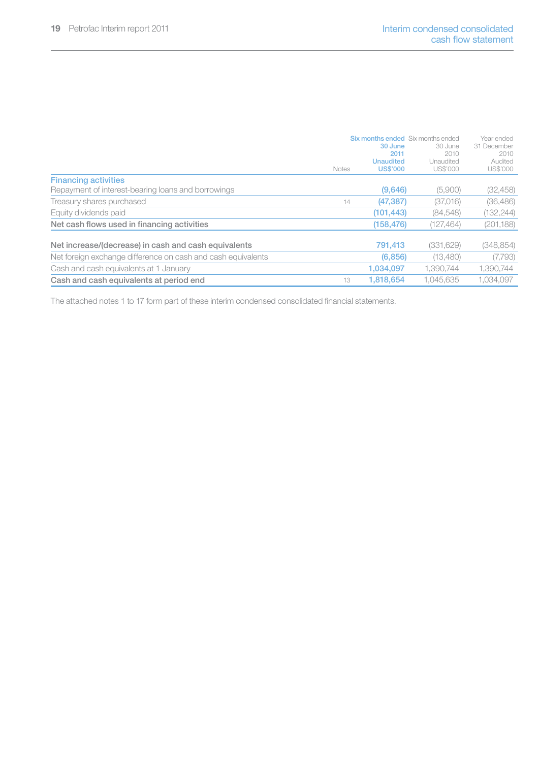|  | Notes | Six months ended 30 June 2011 Unaudited US$'000 | Six months ended 30 June 2010 Unaudited US$'000 | Year ended 31 December 2010 Audited US$'000 |
|---|---|---|---|---|
| **Financing activities** |  |  |  |  |
| Repayment of interest-bearing loans and borrowings |  | (9,646) | (5,900) | (32,458) |
| Treasury shares purchased | 14 | (47,387) | (37,016) | (36,486) |
| Equity dividends paid |  | (101,443) | (84,548) | (132,244) |
| **Net cash flows used in financing activities** |  | **(158,476)** | **(127,464)** | **(201,188)** |
|  |  |  |  |  |
| **Net increase/(decrease) in cash and cash equivalents** |  | **791,413** | **(331,629)** | **(348,854)** |
| Net foreign exchange difference on cash and cash equivalents |  | (6,856) | (13,480) | (7,793) |
| Cash and cash equivalents at 1 January |  | 1,034,097 | 1,390,744 | 1,390,744 |
| **Cash and cash equivalents at period end** | 13 | **1,818,654** | **1,045,635** | **1,034,097** |

The attached notes 1 to 17 form part of these interim condensed consolidated financial statements.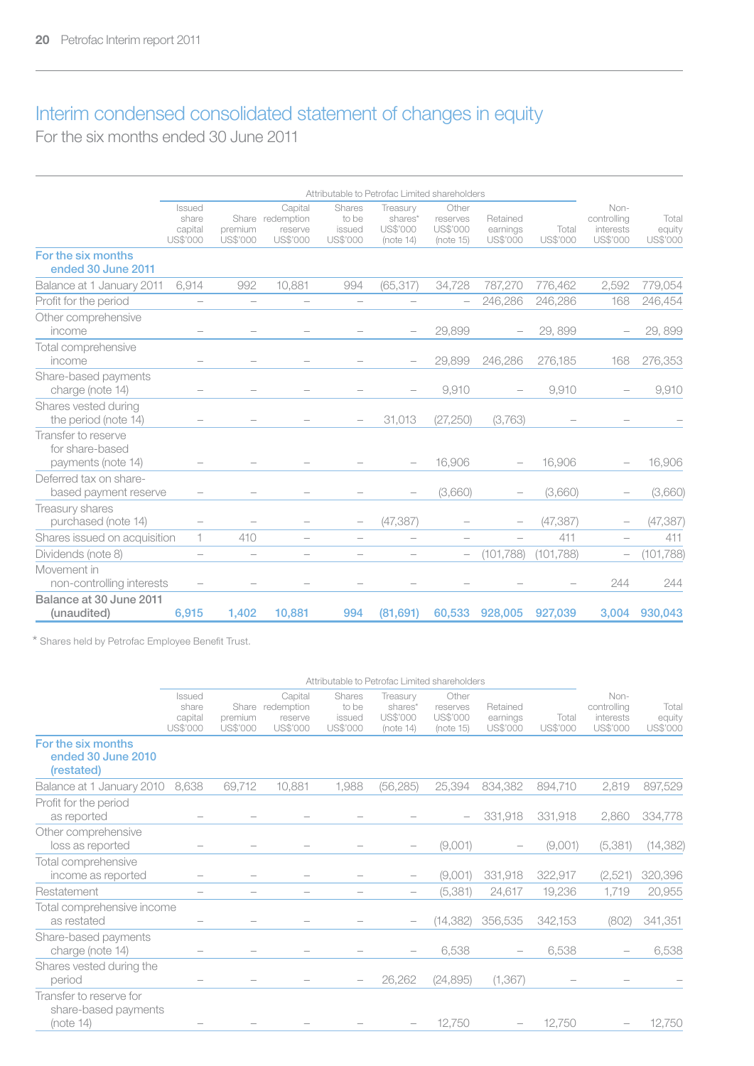# Interim condensed consolidated statement of changes in equity

For the six months ended 30 June 2011

| | Attributable to Petrofac Limited shareholders | | | | | | | | | |
|---|---|---|---|---|---|---|---|---|---|---|
| | Issued share capital US$'000 | Share premium US$'000 | Capital redemption reserve US$'000 | Shares to be issued US$'000 | Treasury shares* US$'000 (note 14) | Other reserves US$'000 (note 15) | Retained earnings US$'000 | Total US$'000 | Non-controlling interests US$'000 | Total equity US$'000 |
| **For the six months ended 30 June 2011** | | | | | | | | | | |
| Balance at 1 January 2011 | 6,914 | 992 | 10,881 | 994 | (65,317) | 34,728 | 787,270 | 776,462 | 2,592 | 779,054 |
| Profit for the period | – | – | – | – | – | – | 246,286 | 246,286 | 168 | 246,454 |
| Other comprehensive income | – | – | – | – | – | 29,899 | – | 29, 899 | – | 29, 899 |
| Total comprehensive income | – | – | – | – | – | 29,899 | 246,286 | 276,185 | 168 | 276,353 |
| Share-based payments charge (note 14) | – | – | – | – | – | 9,910 | – | 9,910 | – | 9,910 |
| Shares vested during the period (note 14) | – | – | – | – | 31,013 | (27,250) | (3,763) | – | – | – |
| Transfer to reserve for share-based payments (note 14) | – | – | – | – | – | 16,906 | – | 16,906 | – | 16,906 |
| Deferred tax on share-based payment reserve | – | – | – | – | – | (3,660) | – | (3,660) | – | (3,660) |
| Treasury shares purchased (note 14) | – | – | – | – | (47,387) | – | – | (47,387) | – | (47,387) |
| Shares issued on acquisition | 1 | 410 | – | – | – | – | – | 411 | – | 411 |
| Dividends (note 8) | – | – | – | – | – | – | (101,788) | (101,788) | – | (101,788) |
| Movement in non-controlling interests | – | – | – | – | – | – | – | – | 244 | 244 |
| **Balance at 30 June 2011 (unaudited)** | **6,915** | **1,402** | **10,881** | **994** | **(81,691)** | **60,533** | **928,005** | **927,039** | **3,004** | **930,043** |

\* Shares held by Petrofac Employee Benefit Trust.

| | Attributable to Petrofac Limited shareholders | | | | | | | | | |
|---|---|---|---|---|---|---|---|---|---|---|
| | Issued share capital US$'000 | Share premium US$'000 | Capital redemption reserve US$'000 | Shares to be issued US$'000 | Treasury shares* US$'000 (note 14) | Other reserves US$'000 (note 15) | Retained earnings US$'000 | Total US$'000 | Non-controlling interests US$'000 | Total equity US$'000 |
| **For the six months ended 30 June 2010 (restated)** | | | | | | | | | | |
| Balance at 1 January 2010 | 8,638 | 69,712 | 10,881 | 1,988 | (56,285) | 25,394 | 834,382 | 894,710 | 2,819 | 897,529 |
| Profit for the period as reported | – | – | – | – | – | – | 331,918 | 331,918 | 2,860 | 334,778 |
| Other comprehensive loss as reported | – | – | – | – | – | (9,001) | – | (9,001) | (5,381) | (14,382) |
| Total comprehensive income as reported | – | – | – | – | – | (9,001) | 331,918 | 322,917 | (2,521) | 320,396 |
| Restatement | – | – | – | – | – | (5,381) | 24,617 | 19,236 | 1,719 | 20,955 |
| Total comprehensive income as restated | – | – | – | – | – | (14,382) | 356,535 | 342,153 | (802) | 341,351 |
| Share-based payments charge (note 14) | – | – | – | – | – | 6,538 | – | 6,538 | – | 6,538 |
| Shares vested during the period | – | – | – | – | 26,262 | (24,895) | (1,367) | – | – | – |
| Transfer to reserve for share-based payments (note 14) | – | – | – | – | – | 12,750 | – | 12,750 | – | 12,750 |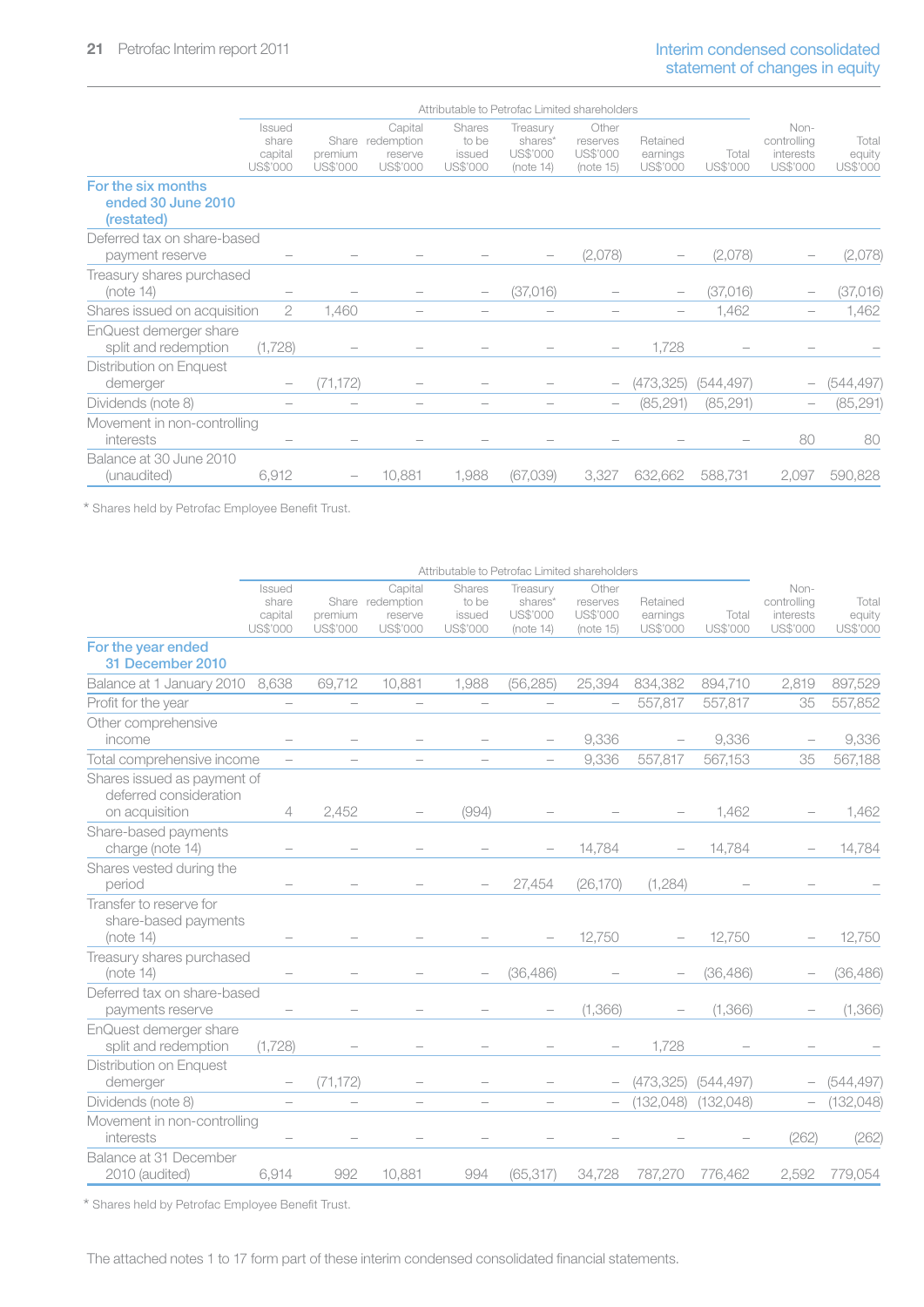## Interim condensed consolidated statement of changes in equity

| | Attributable to Petrofac Limited shareholders | | | | | | | | | |
|---|---|---|---|---|---|---|---|---|---|---|
| | Issued share capital US$'000 | Share premium US$'000 | Capital redemption reserve US$'000 | Shares to be issued US$'000 | Treasury shares* US$'000 (note 14) | Other reserves US$'000 (note 15) | Retained earnings US$'000 | Total US$'000 | Non-controlling interests US$'000 | Total equity US$'000 |
| **For the six months ended 30 June 2010 (restated)** | | | | | | | | | | |
| Deferred tax on share-based payment reserve | – | – | – | – | – | (2,078) | – | (2,078) | – | (2,078) |
| Treasury shares purchased (note 14) | – | – | – | – | (37,016) | – | – | (37,016) | – | (37,016) |
| Shares issued on acquisition | 2 | 1,460 | – | – | – | – | – | 1,462 | – | 1,462 |
| EnQuest demerger share split and redemption | (1,728) | – | – | – | – | – | 1,728 | – | – | – |
| Distribution on Enquest demerger | – | (71,172) | – | – | – | – | (473,325) | (544,497) | – | (544,497) |
| Dividends (note 8) | – | – | – | – | – | – | (85,291) | (85,291) | – | (85,291) |
| Movement in non-controlling interests | – | – | – | – | – | – | – | – | 80 | 80 |
| Balance at 30 June 2010 (unaudited) | 6,912 | – | 10,881 | 1,988 | (67,039) | 3,327 | 632,662 | 588,731 | 2,097 | 590,828 |

\* Shares held by Petrofac Employee Benefit Trust.

| | Attributable to Petrofac Limited shareholders | | | | | | | | | |
|---|---|---|---|---|---|---|---|---|---|---|
| | Issued share capital US$'000 | Share premium US$'000 | Capital redemption reserve US$'000 | Shares to be issued US$'000 | Treasury shares* US$'000 (note 14) | Other reserves US$'000 (note 15) | Retained earnings US$'000 | Total US$'000 | Non-controlling interests US$'000 | Total equity US$'000 |
| **For the year ended 31 December 2010** | | | | | | | | | | |
| Balance at 1 January 2010 | 8,638 | 69,712 | 10,881 | 1,988 | (56,285) | 25,394 | 834,382 | 894,710 | 2,819 | 897,529 |
| Profit for the year | – | – | – | – | – | – | 557,817 | 557,817 | 35 | 557,852 |
| Other comprehensive income | – | – | – | – | – | 9,336 | – | 9,336 | – | 9,336 |
| Total comprehensive income | – | – | – | – | – | 9,336 | 557,817 | 567,153 | 35 | 567,188 |
| Shares issued as payment of deferred consideration on acquisition | 4 | 2,452 | – | (994) | – | – | – | 1,462 | – | 1,462 |
| Share-based payments charge (note 14) | – | – | – | – | – | 14,784 | – | 14,784 | – | 14,784 |
| Shares vested during the period | – | – | – | – | 27,454 | (26,170) | (1,284) | – | – | – |
| Transfer to reserve for share-based payments (note 14) | – | – | – | – | – | 12,750 | – | 12,750 | – | 12,750 |
| Treasury shares purchased (note 14) | – | – | – | – | (36,486) | – | – | (36,486) | – | (36,486) |
| Deferred tax on share-based payments reserve | – | – | – | – | – | (1,366) | – | (1,366) | – | (1,366) |
| EnQuest demerger share split and redemption | (1,728) | – | – | – | – | – | 1,728 | – | – | – |
| Distribution on Enquest demerger | – | (71,172) | – | – | – | – | (473,325) | (544,497) | – | (544,497) |
| Dividends (note 8) | – | – | – | – | – | – | (132,048) | (132,048) | – | (132,048) |
| Movement in non-controlling interests | – | – | – | – | – | – | – | – | (262) | (262) |
| Balance at 31 December 2010 (audited) | 6,914 | 992 | 10,881 | 994 | (65,317) | 34,728 | 787,270 | 776,462 | 2,592 | 779,054 |

\* Shares held by Petrofac Employee Benefit Trust.

The attached notes 1 to 17 form part of these interim condensed consolidated financial statements.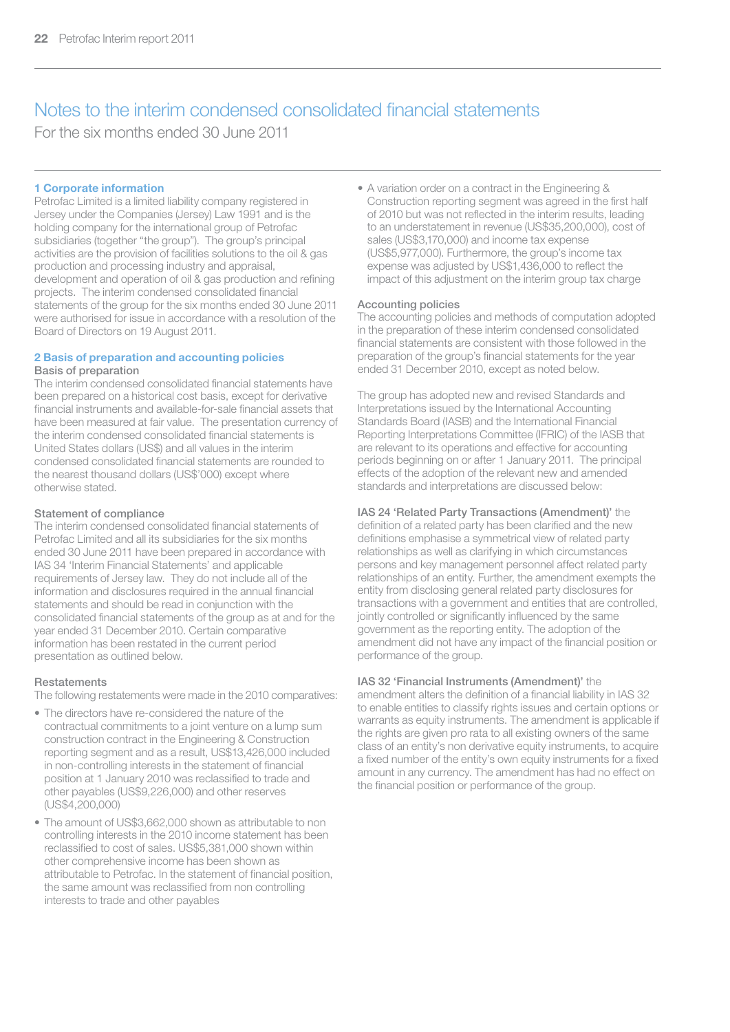# Notes to the interim condensed consolidated financial statements

For the six months ended 30 June 2011

## 1 Corporate information

Petrofac Limited is a limited liability company registered in Jersey under the Companies (Jersey) Law 1991 and is the holding company for the international group of Petrofac subsidiaries (together "the group"). The group's principal activities are the provision of facilities solutions to the oil & gas production and processing industry and appraisal, development and operation of oil & gas production and refining projects. The interim condensed consolidated financial statements of the group for the six months ended 30 June 2011 were authorised for issue in accordance with a resolution of the Board of Directors on 19 August 2011.

## 2 Basis of preparation and accounting policies

### Basis of preparation

The interim condensed consolidated financial statements have been prepared on a historical cost basis, except for derivative financial instruments and available-for-sale financial assets that have been measured at fair value. The presentation currency of the interim condensed consolidated financial statements is United States dollars (US$) and all values in the interim condensed consolidated financial statements are rounded to the nearest thousand dollars (US$'000) except where otherwise stated.

### Statement of compliance

The interim condensed consolidated financial statements of Petrofac Limited and all its subsidiaries for the six months ended 30 June 2011 have been prepared in accordance with IAS 34 'Interim Financial Statements' and applicable requirements of Jersey law. They do not include all of the information and disclosures required in the annual financial statements and should be read in conjunction with the consolidated financial statements of the group as at and for the year ended 31 December 2010. Certain comparative information has been restated in the current period presentation as outlined below.

### Restatements

The following restatements were made in the 2010 comparatives:

- The directors have re-considered the nature of the contractual commitments to a joint venture on a lump sum construction contract in the Engineering & Construction reporting segment and as a result, US$13,426,000 included in non-controlling interests in the statement of financial position at 1 January 2010 was reclassified to trade and other payables (US$9,226,000) and other reserves (US$4,200,000)
- The amount of US$3,662,000 shown as attributable to non controlling interests in the 2010 income statement has been reclassified to cost of sales. US$5,381,000 shown within other comprehensive income has been shown as attributable to Petrofac. In the statement of financial position, the same amount was reclassified from non controlling interests to trade and other payables
- A variation order on a contract in the Engineering & Construction reporting segment was agreed in the first half of 2010 but was not reflected in the interim results, leading to an understatement in revenue (US$35,200,000), cost of sales (US$3,170,000) and income tax expense (US$5,977,000). Furthermore, the group's income tax expense was adjusted by US$1,436,000 to reflect the impact of this adjustment on the interim group tax charge

### Accounting policies

The accounting policies and methods of computation adopted in the preparation of these interim condensed consolidated financial statements are consistent with those followed in the preparation of the group's financial statements for the year ended 31 December 2010, except as noted below.

The group has adopted new and revised Standards and Interpretations issued by the International Accounting Standards Board (IASB) and the International Financial Reporting Interpretations Committee (IFRIC) of the IASB that are relevant to its operations and effective for accounting periods beginning on or after 1 January 2011. The principal effects of the adoption of the relevant new and amended standards and interpretations are discussed below:

**IAS 24 'Related Party Transactions (Amendment)'** the definition of a related party has been clarified and the new definitions emphasise a symmetrical view of related party relationships as well as clarifying in which circumstances persons and key management personnel affect related party relationships of an entity. Further, the amendment exempts the entity from disclosing general related party disclosures for transactions with a government and entities that are controlled, jointly controlled or significantly influenced by the same government as the reporting entity. The adoption of the amendment did not have any impact of the financial position or performance of the group.

**IAS 32 'Financial Instruments (Amendment)'** the amendment alters the definition of a financial liability in IAS 32 to enable entities to classify rights issues and certain options or warrants as equity instruments. The amendment is applicable if the rights are given pro rata to all existing owners of the same class of an entity's non derivative equity instruments, to acquire a fixed number of the entity's own equity instruments for a fixed amount in any currency. The amendment has had no effect on the financial position or performance of the group.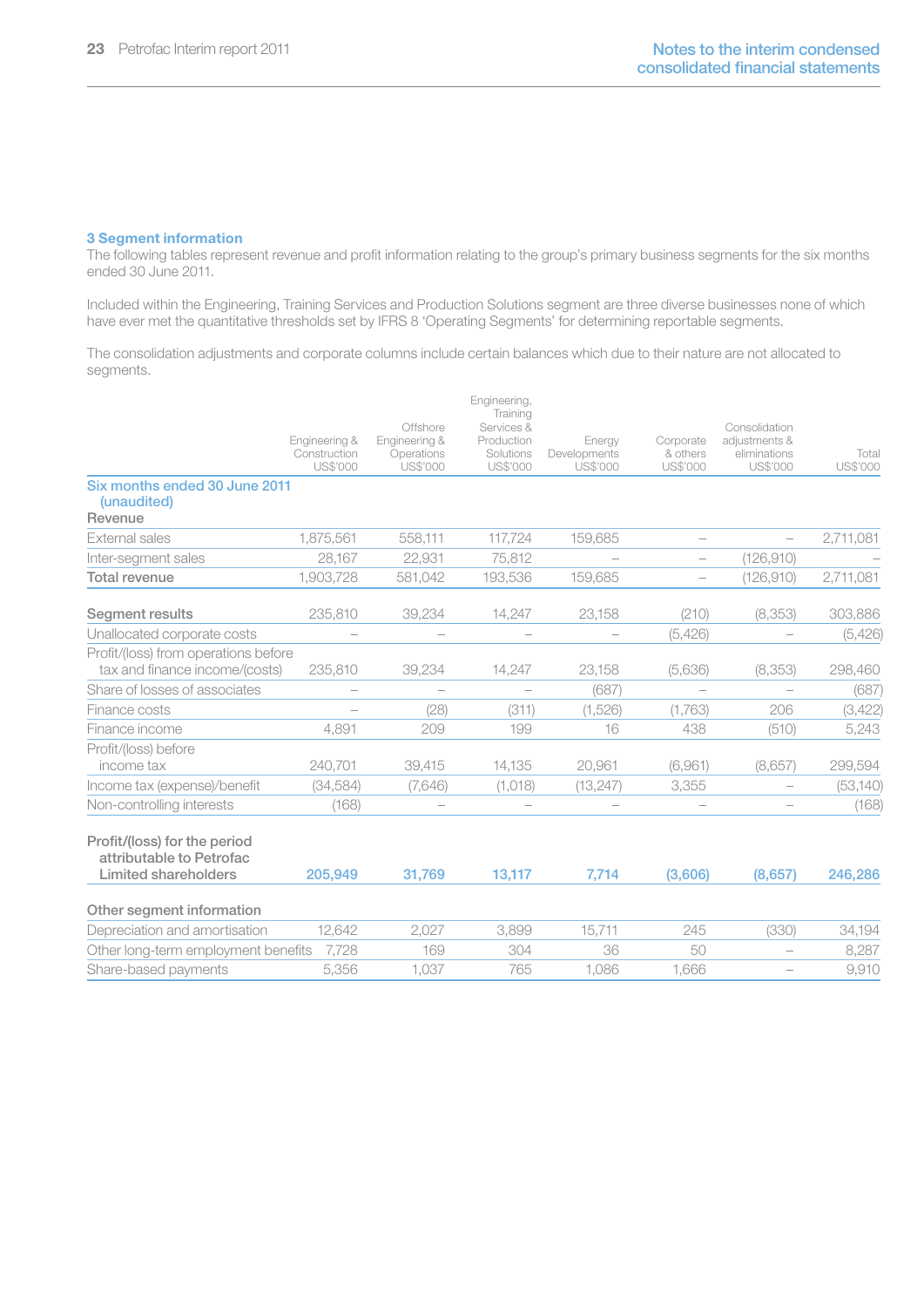### 3 Segment information

The following tables represent revenue and profit information relating to the group's primary business segments for the six months ended 30 June 2011.

Included within the Engineering, Training Services and Production Solutions segment are three diverse businesses none of which have ever met the quantitative thresholds set by IFRS 8 'Operating Segments' for determining reportable segments.

The consolidation adjustments and corporate columns include certain balances which due to their nature are not allocated to segments.

| | Engineering & Construction US$'000 | Offshore Engineering & Operations US$'000 | Engineering, Training Services & Production Solutions US$'000 | Energy Developments US$'000 | Corporate & others US$'000 | Consolidation adjustments & eliminations US$'000 | Total US$'000 |
|---|---|---|---|---|---|---|---|
| **Six months ended 30 June 2011 (unaudited)** | | | | | | | |
| Revenue | | | | | | | |
| External sales | 1,875,561 | 558,111 | 117,724 | 159,685 | – | – | 2,711,081 |
| Inter-segment sales | 28,167 | 22,931 | 75,812 | – | – | (126,910) | – |
| Total revenue | 1,903,728 | 581,042 | 193,536 | 159,685 | – | (126,910) | 2,711,081 |
| | | | | | | | |
| Segment results | 235,810 | 39,234 | 14,247 | 23,158 | (210) | (8,353) | 303,886 |
| Unallocated corporate costs | – | – | – | – | (5,426) | – | (5,426) |
| Profit/(loss) from operations before tax and finance income/(costs) | 235,810 | 39,234 | 14,247 | 23,158 | (5,636) | (8,353) | 298,460 |
| Share of losses of associates | – | – | – | (687) | – | – | (687) |
| Finance costs | – | (28) | (311) | (1,526) | (1,763) | 206 | (3,422) |
| Finance income | 4,891 | 209 | 199 | 16 | 438 | (510) | 5,243 |
| Profit/(loss) before income tax | 240,701 | 39,415 | 14,135 | 20,961 | (6,961) | (8,657) | 299,594 |
| Income tax (expense)/benefit | (34,584) | (7,646) | (1,018) | (13,247) | 3,355 | – | (53,140) |
| Non-controlling interests | (168) | – | – | – | – | – | (168) |
| | | | | | | | |
| Profit/(loss) for the period attributable to Petrofac Limited shareholders | **205,949** | **31,769** | **13,117** | **7,714** | **(3,606)** | **(8,657)** | **246,286** |
| | | | | | | | |
| Other segment information | | | | | | | |
| Depreciation and amortisation | 12,642 | 2,027 | 3,899 | 15,711 | 245 | (330) | 34,194 |
| Other long-term employment benefits | 7,728 | 169 | 304 | 36 | 50 | – | 8,287 |
| Share-based payments | 5,356 | 1,037 | 765 | 1,086 | 1,666 | – | 9,910 |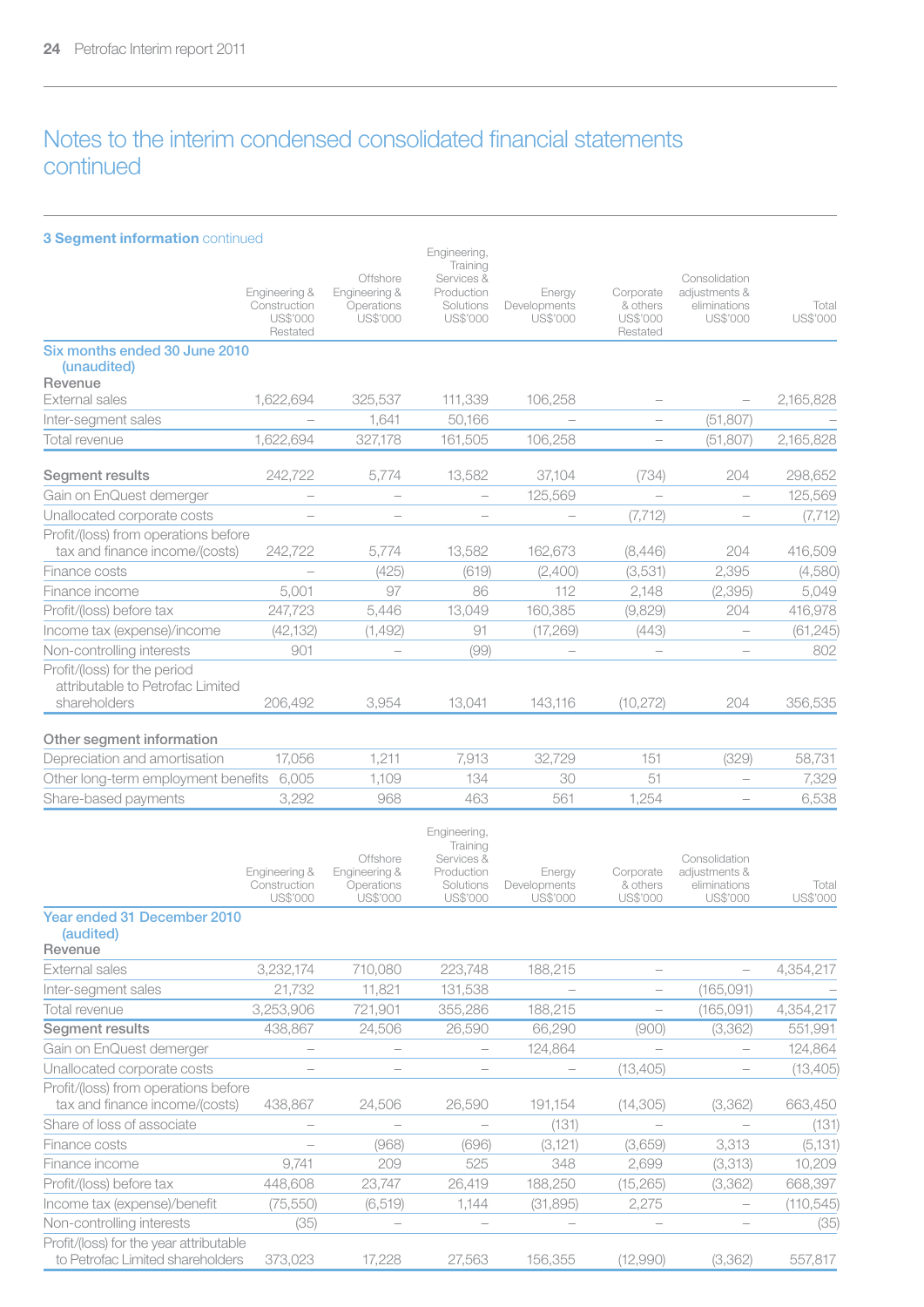# Notes to the interim condensed consolidated financial statements continued

### 3 Segment information continued

| | Engineering & Construction US$'000 Restated | Offshore Engineering & Operations US$'000 | Engineering, Training Services & Production Solutions US$'000 | Energy Developments US$'000 | Corporate & others US$'000 Restated | Consolidation adjustments & eliminations US$'000 | Total US$'000 |
|---|---|---|---|---|---|---|---|
| **Six months ended 30 June 2010 (unaudited)** | | | | | | | |
| Revenue | | | | | | | |
| External sales | 1,622,694 | 325,537 | 111,339 | 106,258 | – | – | 2,165,828 |
| Inter-segment sales | – | 1,641 | 50,166 | – | – | (51,807) | – |
| Total revenue | 1,622,694 | 327,178 | 161,505 | 106,258 | – | (51,807) | 2,165,828 |
| **Segment results** | 242,722 | 5,774 | 13,582 | 37,104 | (734) | 204 | 298,652 |
| Gain on EnQuest demerger | – | – | – | 125,569 | – | – | 125,569 |
| Unallocated corporate costs | – | – | – | – | (7,712) | – | (7,712) |
| Profit/(loss) from operations before tax and finance income/(costs) | 242,722 | 5,774 | 13,582 | 162,673 | (8,446) | 204 | 416,509 |
| Finance costs | – | (425) | (619) | (2,400) | (3,531) | 2,395 | (4,580) |
| Finance income | 5,001 | 97 | 86 | 112 | 2,148 | (2,395) | 5,049 |
| Profit/(loss) before tax | 247,723 | 5,446 | 13,049 | 160,385 | (9,829) | 204 | 416,978 |
| Income tax (expense)/income | (42,132) | (1,492) | 91 | (17,269) | (443) | – | (61,245) |
| Non-controlling interests | 901 | – | (99) | – | – | – | 802 |
| Profit/(loss) for the period attributable to Petrofac Limited shareholders | 206,492 | 3,954 | 13,041 | 143,116 | (10,272) | 204 | 356,535 |
| **Other segment information** | | | | | | | |
| Depreciation and amortisation | 17,056 | 1,211 | 7,913 | 32,729 | 151 | (329) | 58,731 |
| Other long-term employment benefits | 6,005 | 1,109 | 134 | 30 | 51 | – | 7,329 |
| Share-based payments | 3,292 | 968 | 463 | 561 | 1,254 | – | 6,538 |

| | Engineering & Construction US$'000 | Offshore Engineering & Operations US$'000 | Engineering, Training Services & Production Solutions US$'000 | Energy Developments US$'000 | Corporate & others US$'000 | Consolidation adjustments & eliminations US$'000 | Total US$'000 |
|---|---|---|---|---|---|---|---|
| **Year ended 31 December 2010 (audited)** | | | | | | | |
| Revenue | | | | | | | |
| External sales | 3,232,174 | 710,080 | 223,748 | 188,215 | – | – | 4,354,217 |
| Inter-segment sales | 21,732 | 11,821 | 131,538 | – | – | (165,091) | – |
| Total revenue | 3,253,906 | 721,901 | 355,286 | 188,215 | – | (165,091) | 4,354,217 |
| **Segment results** | 438,867 | 24,506 | 26,590 | 66,290 | (900) | (3,362) | 551,991 |
| Gain on EnQuest demerger | – | – | – | 124,864 | – | – | 124,864 |
| Unallocated corporate costs | – | – | – | – | (13,405) | – | (13,405) |
| Profit/(loss) from operations before tax and finance income/(costs) | 438,867 | 24,506 | 26,590 | 191,154 | (14,305) | (3,362) | 663,450 |
| Share of loss of associate | – | – | – | (131) | – | – | (131) |
| Finance costs | – | (968) | (696) | (3,121) | (3,659) | 3,313 | (5,131) |
| Finance income | 9,741 | 209 | 525 | 348 | 2,699 | (3,313) | 10,209 |
| Profit/(loss) before tax | 448,608 | 23,747 | 26,419 | 188,250 | (15,265) | (3,362) | 668,397 |
| Income tax (expense)/benefit | (75,550) | (6,519) | 1,144 | (31,895) | 2,275 | – | (110,545) |
| Non-controlling interests | (35) | – | – | – | – | – | (35) |
| Profit/(loss) for the year attributable to Petrofac Limited shareholders | 373,023 | 17,228 | 27,563 | 156,355 | (12,990) | (3,362) | 557,817 |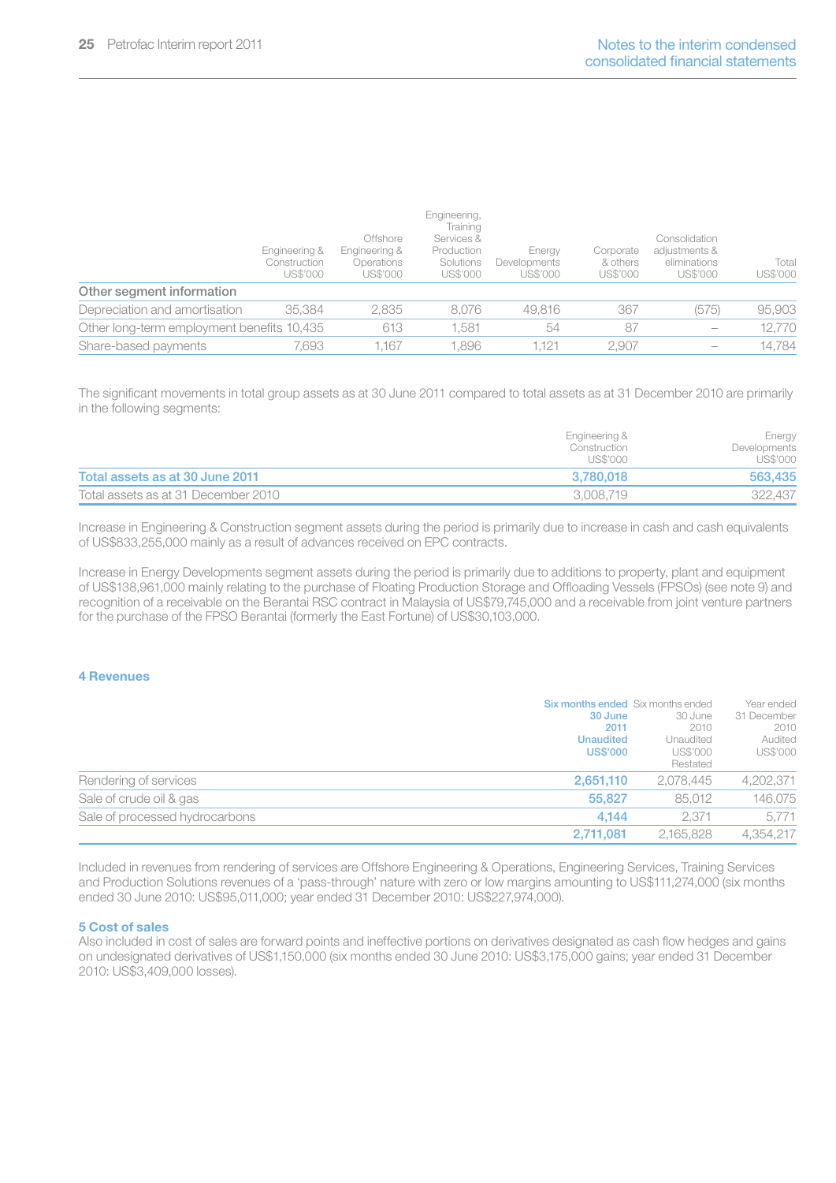| | Engineering & Construction US$'000 | Offshore Engineering & Operations US$'000 | Engineering, Training Services & Production Solutions US$'000 | Energy Developments US$'000 | Corporate & others US$'000 | Consolidation adjustments & eliminations US$'000 | Total US$'000 |
|---|---|---|---|---|---|---|---|
| **Other segment information** | | | | | | | |
| Depreciation and amortisation | 35,384 | 2,835 | 8,076 | 49,816 | 367 | (575) | 95,903 |
| Other long-term employment benefits | 10,435 | 613 | 1,581 | 54 | 87 | – | 12,770 |
| Share-based payments | 7,693 | 1,167 | 1,896 | 1,121 | 2,907 | – | 14,784 |

The significant movements in total group assets as at 30 June 2011 compared to total assets as at 31 December 2010 are primarily in the following segments:

| | Engineering & Construction US$'000 | Energy Developments US$'000 |
|---|---|---|
| **Total assets as at 30 June 2011** | **3,780,018** | **563,435** |
| Total assets as at 31 December 2010 | 3,008,719 | 322,437 |

Increase in Engineering & Construction segment assets during the period is primarily due to increase in cash and cash equivalents of US$833,255,000 mainly as a result of advances received on EPC contracts.

Increase in Energy Developments segment assets during the period is primarily due to additions to property, plant and equipment of US$138,961,000 mainly relating to the purchase of Floating Production Storage and Offloading Vessels (FPSOs) (see note 9) and recognition of a receivable on the Berantai RSC contract in Malaysia of US$79,745,000 and a receivable from joint venture partners for the purchase of the FPSO Berantai (formerly the East Fortune) of US$30,103,000.

## 4 Revenues

| | **Six months ended 30 June 2011 Unaudited US$'000** | Six months ended 30 June 2010 Unaudited US$'000 Restated | Year ended 31 December 2010 Audited US$'000 |
|---|---|---|---|
| Rendering of services | **2,651,110** | 2,078,445 | 4,202,371 |
| Sale of crude oil & gas | **55,827** | 85,012 | 146,075 |
| Sale of processed hydrocarbons | **4,144** | 2,371 | 5,771 |
| | **2,711,081** | 2,165,828 | 4,354,217 |

Included in revenues from rendering of services are Offshore Engineering & Operations, Engineering Services, Training Services and Production Solutions revenues of a 'pass-through' nature with zero or low margins amounting to US$111,274,000 (six months ended 30 June 2010: US$95,011,000; year ended 31 December 2010: US$227,974,000).

## 5 Cost of sales

Also included in cost of sales are forward points and ineffective portions on derivatives designated as cash flow hedges and gains on undesignated derivatives of US$1,150,000 (six months ended 30 June 2010: US$3,175,000 gains; year ended 31 December 2010: US$3,409,000 losses).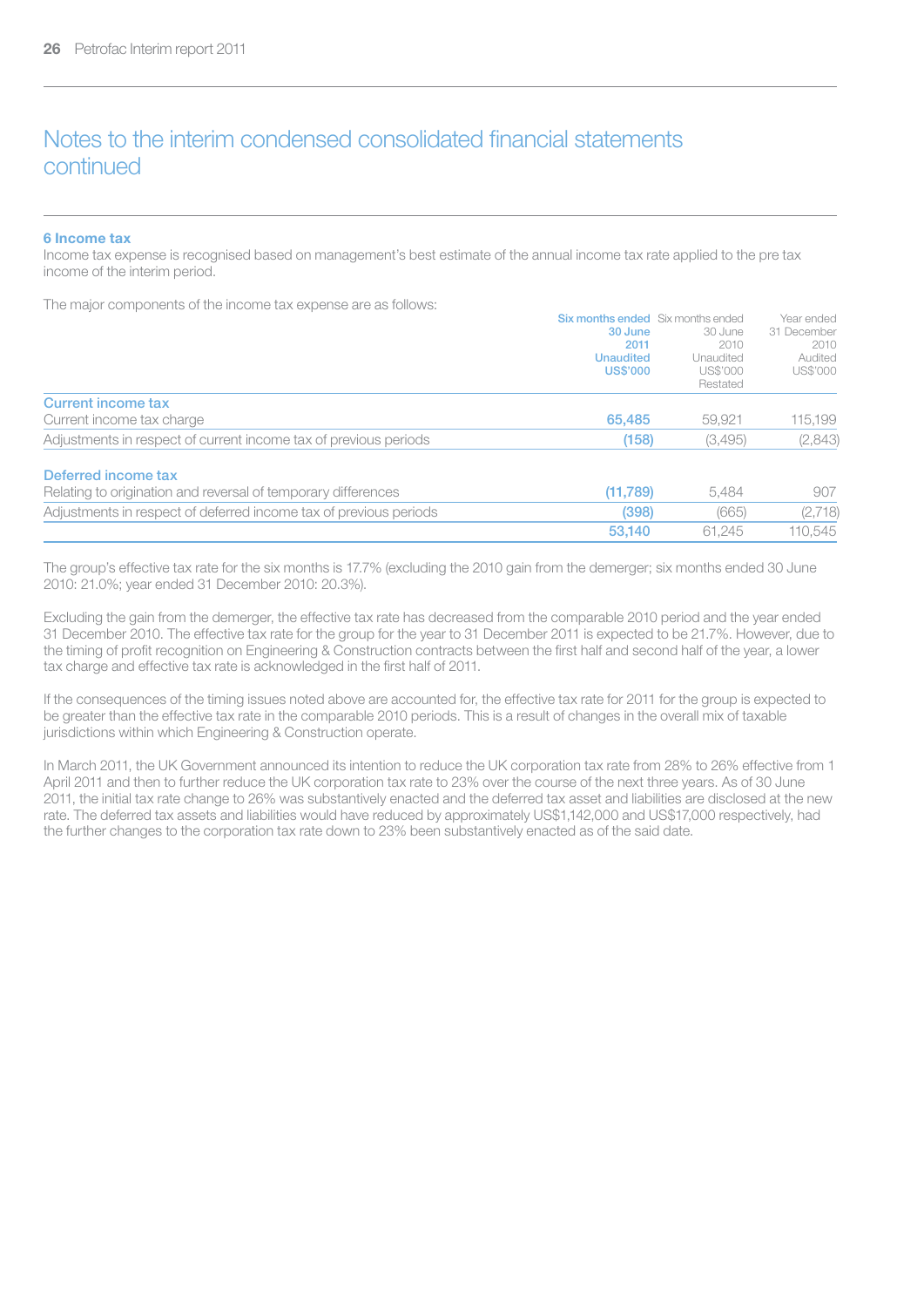# Notes to the interim condensed consolidated financial statements continued

### 6 Income tax

Income tax expense is recognised based on management's best estimate of the annual income tax rate applied to the pre tax income of the interim period.

The major components of the income tax expense are as follows:

| | Six months ended 30 June 2011 Unaudited US$'000 | Six months ended 30 June 2010 Unaudited US$'000 Restated | Year ended 31 December 2010 Audited US$'000 |
|---|---|---|---|
| **Current income tax** | | | |
| Current income tax charge | 65,485 | 59,921 | 115,199 |
| Adjustments in respect of current income tax of previous periods | (158) | (3,495) | (2,843) |
| **Deferred income tax** | | | |
| Relating to origination and reversal of temporary differences | (11,789) | 5,484 | 907 |
| Adjustments in respect of deferred income tax of previous periods | (398) | (665) | (2,718) |
| | 53,140 | 61,245 | 110,545 |

The group's effective tax rate for the six months is 17.7% (excluding the 2010 gain from the demerger; six months ended 30 June 2010: 21.0%; year ended 31 December 2010: 20.3%).

Excluding the gain from the demerger, the effective tax rate has decreased from the comparable 2010 period and the year ended 31 December 2010. The effective tax rate for the group for the year to 31 December 2011 is expected to be 21.7%. However, due to the timing of profit recognition on Engineering & Construction contracts between the first half and second half of the year, a lower tax charge and effective tax rate is acknowledged in the first half of 2011.

If the consequences of the timing issues noted above are accounted for, the effective tax rate for 2011 for the group is expected to be greater than the effective tax rate in the comparable 2010 periods. This is a result of changes in the overall mix of taxable jurisdictions within which Engineering & Construction operate.

In March 2011, the UK Government announced its intention to reduce the UK corporation tax rate from 28% to 26% effective from 1 April 2011 and then to further reduce the UK corporation tax rate to 23% over the course of the next three years. As of 30 June 2011, the initial tax rate change to 26% was substantively enacted and the deferred tax asset and liabilities are disclosed at the new rate. The deferred tax assets and liabilities would have reduced by approximately US$1,142,000 and US$17,000 respectively, had the further changes to the corporation tax rate down to 23% been substantively enacted as of the said date.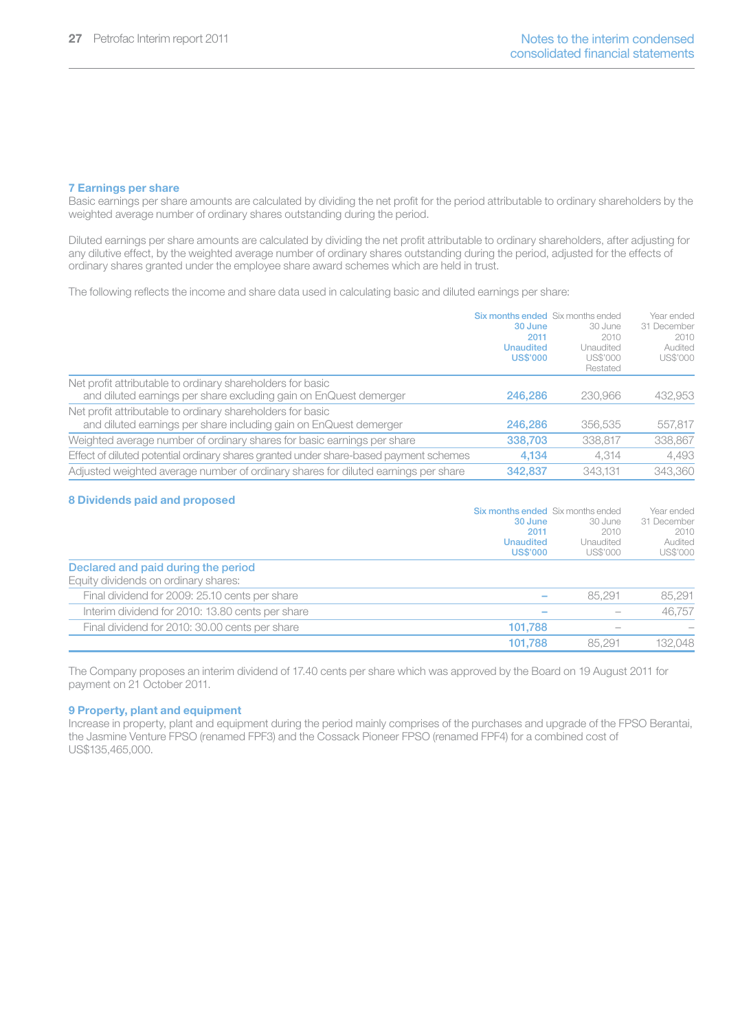## 7 Earnings per share

Basic earnings per share amounts are calculated by dividing the net profit for the period attributable to ordinary shareholders by the weighted average number of ordinary shares outstanding during the period.

Diluted earnings per share amounts are calculated by dividing the net profit attributable to ordinary shareholders, after adjusting for any dilutive effect, by the weighted average number of ordinary shares outstanding during the period, adjusted for the effects of ordinary shares granted under the employee share award schemes which are held in trust.

The following reflects the income and share data used in calculating basic and diluted earnings per share:

| | Six months ended 30 June 2011 Unaudited US$'000 | Six months ended 30 June 2010 Unaudited US$'000 Restated | Year ended 31 December 2010 Audited US$'000 |
|---|---|---|---|
| Net profit attributable to ordinary shareholders for basic and diluted earnings per share excluding gain on EnQuest demerger | 246,286 | 230,966 | 432,953 |
| Net profit attributable to ordinary shareholders for basic and diluted earnings per share including gain on EnQuest demerger | 246,286 | 356,535 | 557,817 |
| Weighted average number of ordinary shares for basic earnings per share | 338,703 | 338,817 | 338,867 |
| Effect of diluted potential ordinary shares granted under share-based payment schemes | 4,134 | 4,314 | 4,493 |
| Adjusted weighted average number of ordinary shares for diluted earnings per share | 342,837 | 343,131 | 343,360 |

## 8 Dividends paid and proposed

| | Six months ended 30 June 2011 Unaudited US$'000 | Six months ended 30 June 2010 Unaudited US$'000 | Year ended 31 December 2010 Audited US$'000 |
|---|---|---|---|
| **Declared and paid during the period** | | | |
| Equity dividends on ordinary shares: | | | |
| Final dividend for 2009: 25.10 cents per share | – | 85,291 | 85,291 |
| Interim dividend for 2010: 13.80 cents per share | – | – | 46,757 |
| Final dividend for 2010: 30.00 cents per share | 101,788 | – | – |
| | 101,788 | 85,291 | 132,048 |

The Company proposes an interim dividend of 17.40 cents per share which was approved by the Board on 19 August 2011 for payment on 21 October 2011.

## 9 Property, plant and equipment

Increase in property, plant and equipment during the period mainly comprises of the purchases and upgrade of the FPSO Berantai, the Jasmine Venture FPSO (renamed FPF3) and the Cossack Pioneer FPSO (renamed FPF4) for a combined cost of US$135,465,000.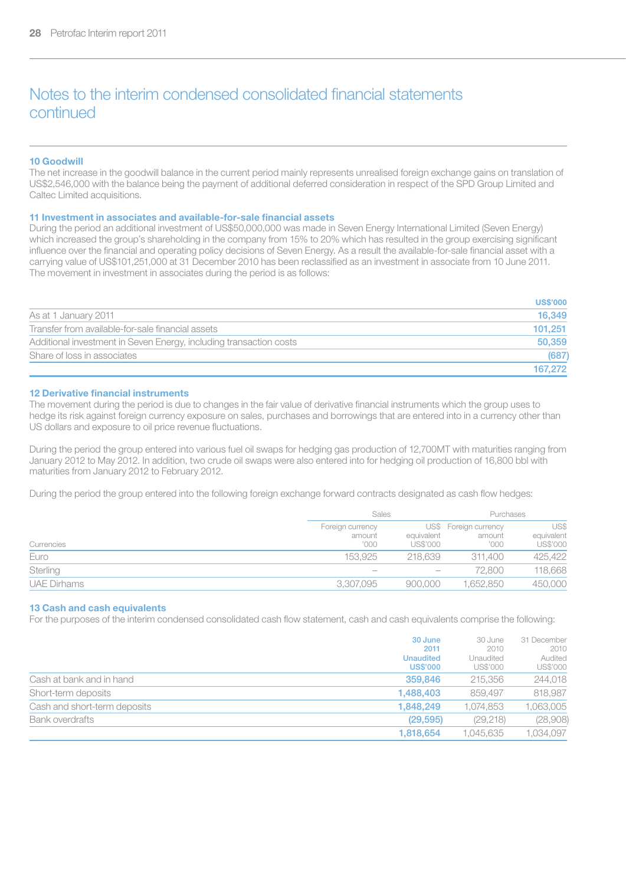# Notes to the interim condensed consolidated financial statements continued

## 10 Goodwill

The net increase in the goodwill balance in the current period mainly represents unrealised foreign exchange gains on translation of US$2,546,000 with the balance being the payment of additional deferred consideration in respect of the SPD Group Limited and Caltec Limited acquisitions.

## 11 Investment in associates and available-for-sale financial assets

During the period an additional investment of US$50,000,000 was made in Seven Energy International Limited (Seven Energy) which increased the group's shareholding in the company from 15% to 20% which has resulted in the group exercising significant influence over the financial and operating policy decisions of Seven Energy. As a result the available-for-sale financial asset with a carrying value of US$101,251,000 at 31 December 2010 has been reclassified as an investment in associate from 10 June 2011. The movement in investment in associates during the period is as follows:

| | US$'000 |
|---|---|
| As at 1 January 2011 | 16,349 |
| Transfer from available-for-sale financial assets | 101,251 |
| Additional investment in Seven Energy, including transaction costs | 50,359 |
| Share of loss in associates | (687) |
| | 167,272 |

## 12 Derivative financial instruments

The movement during the period is due to changes in the fair value of derivative financial instruments which the group uses to hedge its risk against foreign currency exposure on sales, purchases and borrowings that are entered into in a currency other than US dollars and exposure to oil price revenue fluctuations.

During the period the group entered into various fuel oil swaps for hedging gas production of 12,700MT with maturities ranging from January 2012 to May 2012. In addition, two crude oil swaps were also entered into for hedging oil production of 16,800 bbl with maturities from January 2012 to February 2012.

During the period the group entered into the following foreign exchange forward contracts designated as cash flow hedges:

| | Sales | | Purchases | |
|---|---|---|---|---|
| Currencies | Foreign currency amount '000 | US$ equivalent US$'000 | Foreign currency amount '000 | US$ equivalent US$'000 |
| Euro | 153,925 | 218,639 | 311,400 | 425,422 |
| Sterling | – | – | 72,800 | 118,668 |
| UAE Dirhams | 3,307,095 | 900,000 | 1,652,850 | 450,000 |

## 13 Cash and cash equivalents

For the purposes of the interim condensed consolidated cash flow statement, cash and cash equivalents comprise the following:

| | 30 June 2011 Unaudited US$'000 | 30 June 2010 Unaudited US$'000 | 31 December 2010 Audited US$'000 |
|---|---|---|---|
| Cash at bank and in hand | 359,846 | 215,356 | 244,018 |
| Short-term deposits | 1,488,403 | 859,497 | 818,987 |
| Cash and short-term deposits | 1,848,249 | 1,074,853 | 1,063,005 |
| Bank overdrafts | (29,595) | (29,218) | (28,908) |
| | 1,818,654 | 1,045,635 | 1,034,097 |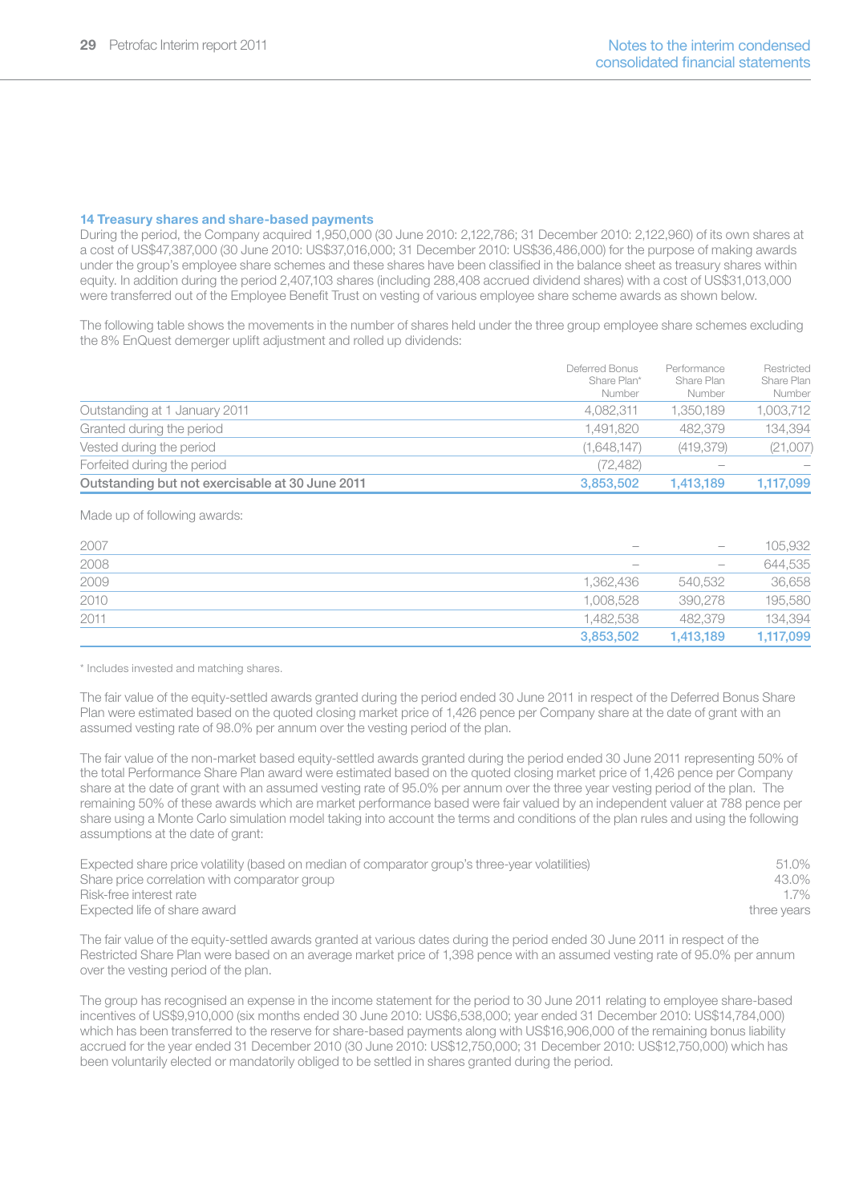### 14 Treasury shares and share-based payments

During the period, the Company acquired 1,950,000 (30 June 2010: 2,122,786; 31 December 2010: 2,122,960) of its own shares at a cost of US$47,387,000 (30 June 2010: US$37,016,000; 31 December 2010: US$36,486,000) for the purpose of making awards under the group's employee share schemes and these shares have been classified in the balance sheet as treasury shares within equity. In addition during the period 2,407,103 shares (including 288,408 accrued dividend shares) with a cost of US$31,013,000 were transferred out of the Employee Benefit Trust on vesting of various employee share scheme awards as shown below.

The following table shows the movements in the number of shares held under the three group employee share schemes excluding the 8% EnQuest demerger uplift adjustment and rolled up dividends:

| | Deferred Bonus Share Plan* Number | Performance Share Plan Number | Restricted Share Plan Number |
|---|---|---|---|
| Outstanding at 1 January 2011 | 4,082,311 | 1,350,189 | 1,003,712 |
| Granted during the period | 1,491,820 | 482,379 | 134,394 |
| Vested during the period | (1,648,147) | (419,379) | (21,007) |
| Forfeited during the period | (72,482) | – | – |
| **Outstanding but not exercisable at 30 June 2011** | **3,853,502** | **1,413,189** | **1,117,099** |

Made up of following awards:

| | | | |
|---|---|---|---|
| 2007 | – | – | 105,932 |
| 2008 | – | – | 644,535 |
| 2009 | 1,362,436 | 540,532 | 36,658 |
| 2010 | 1,008,528 | 390,278 | 195,580 |
| 2011 | 1,482,538 | 482,379 | 134,394 |
| | **3,853,502** | **1,413,189** | **1,117,099** |

\* Includes invested and matching shares.

The fair value of the equity-settled awards granted during the period ended 30 June 2011 in respect of the Deferred Bonus Share Plan were estimated based on the quoted closing market price of 1,426 pence per Company share at the date of grant with an assumed vesting rate of 98.0% per annum over the vesting period of the plan.

The fair value of the non-market based equity-settled awards granted during the period ended 30 June 2011 representing 50% of the total Performance Share Plan award were estimated based on the quoted closing market price of 1,426 pence per Company share at the date of grant with an assumed vesting rate of 95.0% per annum over the three year vesting period of the plan. The remaining 50% of these awards which are market performance based were fair valued by an independent valuer at 788 pence per share using a Monte Carlo simulation model taking into account the terms and conditions of the plan rules and using the following assumptions at the date of grant:

| | |
|---|---|
| Expected share price volatility (based on median of comparator group's three-year volatilities) | 51.0% |
| Share price correlation with comparator group | 43.0% |
| Risk-free interest rate | 1.7% |
| Expected life of share award | three years |

The fair value of the equity-settled awards granted at various dates during the period ended 30 June 2011 in respect of the Restricted Share Plan were based on an average market price of 1,398 pence with an assumed vesting rate of 95.0% per annum over the vesting period of the plan.

The group has recognised an expense in the income statement for the period to 30 June 2011 relating to employee share-based incentives of US$9,910,000 (six months ended 30 June 2010: US$6,538,000; year ended 31 December 2010: US$14,784,000) which has been transferred to the reserve for share-based payments along with US$16,906,000 of the remaining bonus liability accrued for the year ended 31 December 2010 (30 June 2010: US$12,750,000; 31 December 2010: US$12,750,000) which has been voluntarily elected or mandatorily obliged to be settled in shares granted during the period.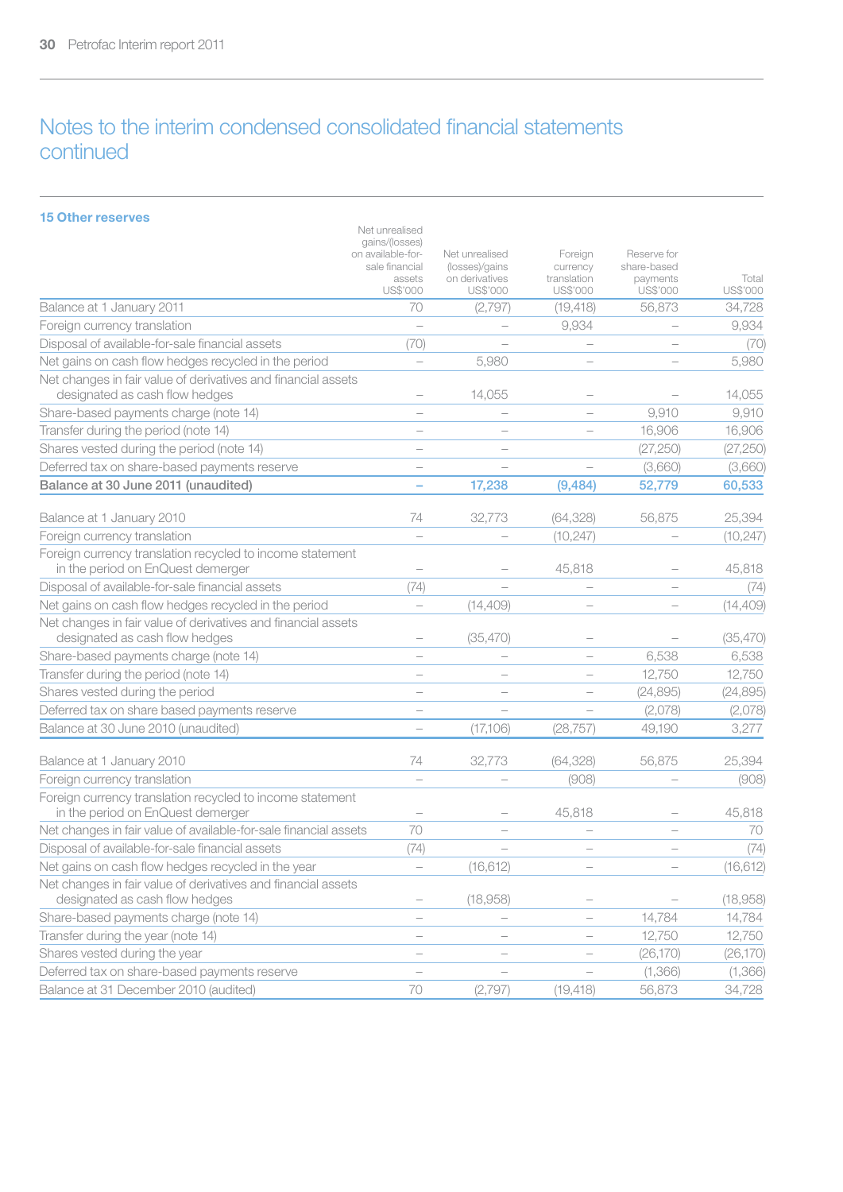# Notes to the interim condensed consolidated financial statements continued

## 15 Other reserves

| | Net unrealised gains/(losses) on available-for-sale financial assets US$'000 | Net unrealised (losses)/gains on derivatives US$'000 | Foreign currency translation US$'000 | Reserve for share-based payments US$'000 | Total US$'000 |
|---|---|---|---|---|---|
| Balance at 1 January 2011 | 70 | (2,797) | (19,418) | 56,873 | 34,728 |
| Foreign currency translation | – | – | 9,934 | – | 9,934 |
| Disposal of available-for-sale financial assets | (70) | – | – | – | (70) |
| Net gains on cash flow hedges recycled in the period | – | 5,980 | – | – | 5,980 |
| Net changes in fair value of derivatives and financial assets designated as cash flow hedges | – | 14,055 | – | – | 14,055 |
| Share-based payments charge (note 14) | – | – | – | 9,910 | 9,910 |
| Transfer during the period (note 14) | – | – | – | 16,906 | 16,906 |
| Shares vested during the period (note 14) | – | – | – | (27,250) | (27,250) |
| Deferred tax on share-based payments reserve | – | – | – | (3,660) | (3,660) |
| **Balance at 30 June 2011 (unaudited)** | **–** | **17,238** | **(9,484)** | **52,779** | **60,533** |
| | | | | | |
| Balance at 1 January 2010 | 74 | 32,773 | (64,328) | 56,875 | 25,394 |
| Foreign currency translation | – | – | (10,247) | – | (10,247) |
| Foreign currency translation recycled to income statement in the period on EnQuest demerger | – | – | 45,818 | – | 45,818 |
| Disposal of available-for-sale financial assets | (74) | – | – | – | (74) |
| Net gains on cash flow hedges recycled in the period | – | (14,409) | – | – | (14,409) |
| Net changes in fair value of derivatives and financial assets designated as cash flow hedges | – | (35,470) | – | – | (35,470) |
| Share-based payments charge (note 14) | – | – | – | 6,538 | 6,538 |
| Transfer during the period (note 14) | – | – | – | 12,750 | 12,750 |
| Shares vested during the period | – | – | – | (24,895) | (24,895) |
| Deferred tax on share based payments reserve | – | – | – | (2,078) | (2,078) |
| Balance at 30 June 2010 (unaudited) | – | (17,106) | (28,757) | 49,190 | 3,277 |
| | | | | | |
| Balance at 1 January 2010 | 74 | 32,773 | (64,328) | 56,875 | 25,394 |
| Foreign currency translation | – | – | (908) | – | (908) |
| Foreign currency translation recycled to income statement in the period on EnQuest demerger | – | – | 45,818 | – | 45,818 |
| Net changes in fair value of available-for-sale financial assets | 70 | – | – | – | 70 |
| Disposal of available-for-sale financial assets | (74) | – | – | – | (74) |
| Net gains on cash flow hedges recycled in the year | – | (16,612) | – | – | (16,612) |
| Net changes in fair value of derivatives and financial assets designated as cash flow hedges | – | (18,958) | – | – | (18,958) |
| Share-based payments charge (note 14) | – | – | – | 14,784 | 14,784 |
| Transfer during the year (note 14) | – | – | – | 12,750 | 12,750 |
| Shares vested during the year | – | – | – | (26,170) | (26,170) |
| Deferred tax on share-based payments reserve | – | – | – | (1,366) | (1,366) |
| Balance at 31 December 2010 (audited) | 70 | (2,797) | (19,418) | 56,873 | 34,728 |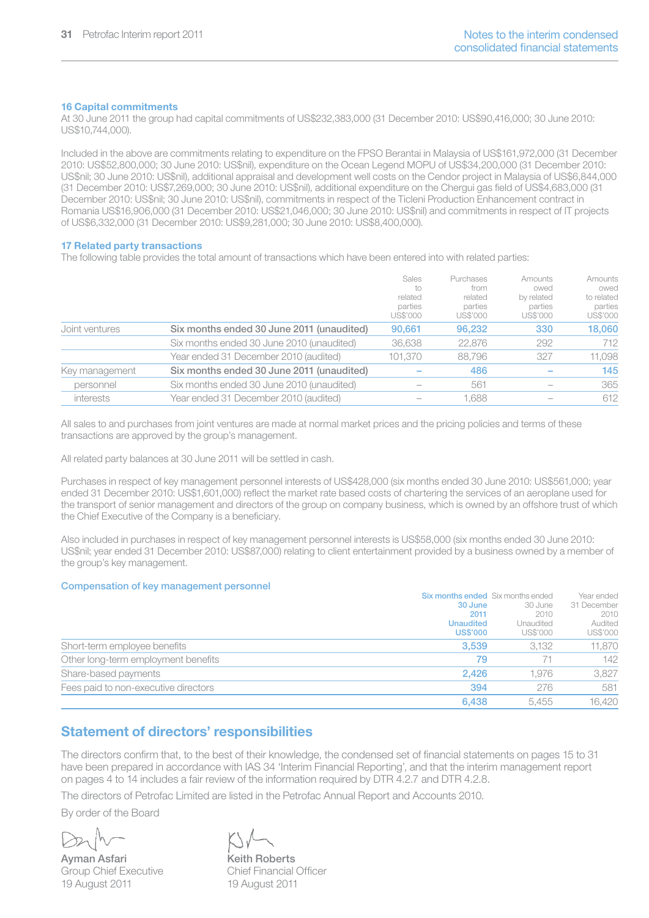## 16 Capital commitments

At 30 June 2011 the group had capital commitments of US$232,383,000 (31 December 2010: US$90,416,000; 30 June 2010: US$10,744,000).

Included in the above are commitments relating to expenditure on the FPSO Berantai in Malaysia of US$161,972,000 (31 December 2010: US$52,800,000; 30 June 2010: US$nil), expenditure on the Ocean Legend MOPU of US$34,200,000 (31 December 2010: US$nil; 30 June 2010: US$nil), additional appraisal and development well costs on the Cendor project in Malaysia of US$6,844,000 (31 December 2010: US$7,269,000; 30 June 2010: US$nil), additional expenditure on the Chergui gas field of US$4,683,000 (31 December 2010: US$nil; 30 June 2010: US$nil), commitments in respect of the Ticleni Production Enhancement contract in Romania US$16,906,000 (31 December 2010: US$21,046,000; 30 June 2010: US$nil) and commitments in respect of IT projects of US$6,332,000 (31 December 2010: US$9,281,000; 30 June 2010: US$8,400,000).

## 17 Related party transactions

The following table provides the total amount of transactions which have been entered into with related parties:

| | | Sales to related parties US$'000 | Purchases from related parties US$'000 | Amounts owed by related parties US$'000 | Amounts owed to related parties US$'000 |
|---|---|---|---|---|---|
| Joint ventures | **Six months ended 30 June 2011 (unaudited)** | **90,661** | **96,232** | **330** | **18,060** |
| | Six months ended 30 June 2010 (unaudited) | 36,638 | 22,876 | 292 | 712 |
| | Year ended 31 December 2010 (audited) | 101,370 | 88,796 | 327 | 11,098 |
| Key management | **Six months ended 30 June 2011 (unaudited)** | **–** | **486** | **–** | **145** |
| personnel | Six months ended 30 June 2010 (unaudited) | – | 561 | – | 365 |
| interests | Year ended 31 December 2010 (audited) | – | 1,688 | – | 612 |

All sales to and purchases from joint ventures are made at normal market prices and the pricing policies and terms of these transactions are approved by the group's management.

All related party balances at 30 June 2011 will be settled in cash.

Purchases in respect of key management personnel interests of US$428,000 (six months ended 30 June 2010: US$561,000; year ended 31 December 2010: US$1,601,000) reflect the market rate based costs of chartering the services of an aeroplane used for the transport of senior management and directors of the group on company business, which is owned by an offshore trust of which the Chief Executive of the Company is a beneficiary.

Also included in purchases in respect of key management personnel interests is US$58,000 (six months ended 30 June 2010: US$nil; year ended 31 December 2010: US$87,000) relating to client entertainment provided by a business owned by a member of the group's key management.

### Compensation of key management personnel

| | Six months ended 30 June 2011 Unaudited US$'000 | Six months ended 30 June 2010 Unaudited US$'000 | Year ended 31 December 2010 Audited US$'000 |
|---|---|---|---|
| Short-term employee benefits | **3,539** | 3,132 | 11,870 |
| Other long-term employment benefits | **79** | 71 | 142 |
| Share-based payments | **2,426** | 1,976 | 3,827 |
| Fees paid to non-executive directors | **394** | 276 | 581 |
| | **6,438** | 5,455 | 16,420 |

# Statement of directors' responsibilities

The directors confirm that, to the best of their knowledge, the condensed set of financial statements on pages 15 to 31 have been prepared in accordance with IAS 34 'Interim Financial Reporting', and that the interim management report on pages 4 to 14 includes a fair review of the information required by DTR 4.2.7 and DTR 4.2.8.

The directors of Petrofac Limited are listed in the Petrofac Annual Report and Accounts 2010.

By order of the Board

**Ayman Asfari**
Group Chief Executive
19 August 2011

**Keith Roberts**
Chief Financial Officer
19 August 2011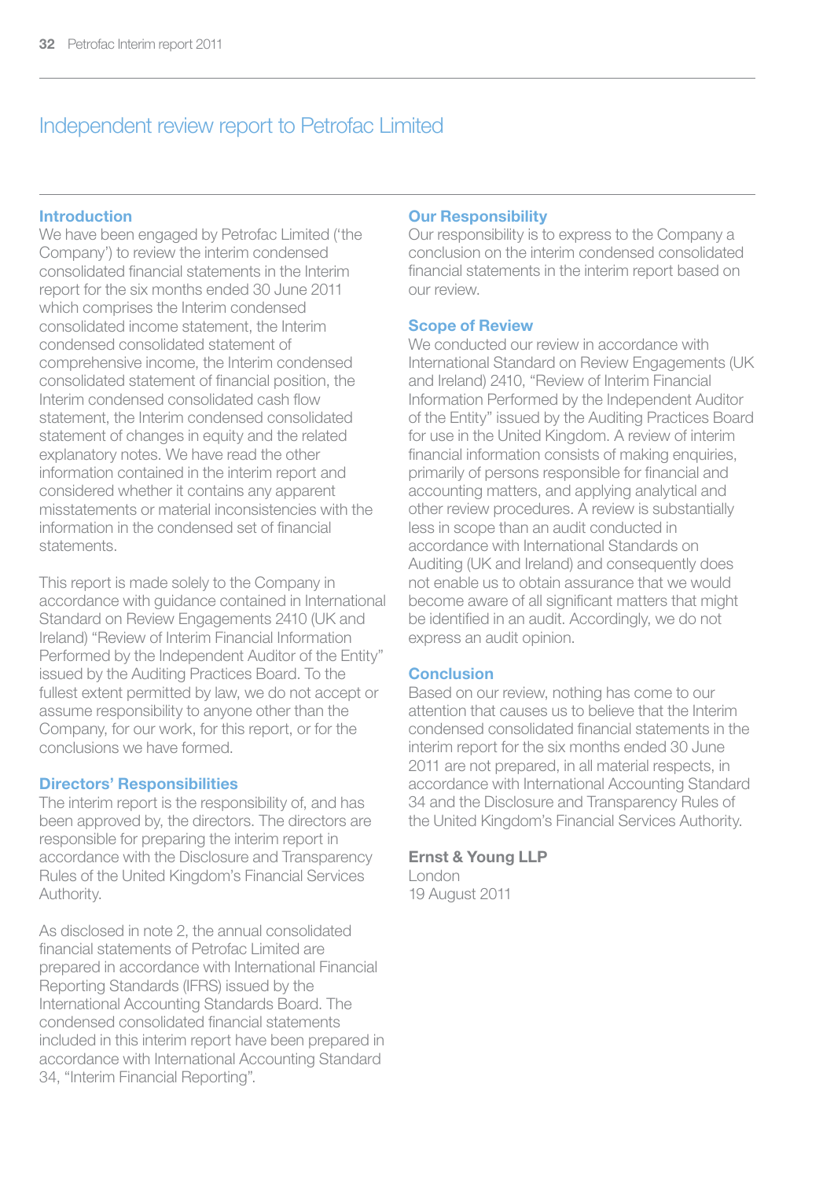# Independent review report to Petrofac Limited

### Introduction

We have been engaged by Petrofac Limited ('the Company') to review the interim condensed consolidated financial statements in the Interim report for the six months ended 30 June 2011 which comprises the Interim condensed consolidated income statement, the Interim condensed consolidated statement of comprehensive income, the Interim condensed consolidated statement of financial position, the Interim condensed consolidated cash flow statement, the Interim condensed consolidated statement of changes in equity and the related explanatory notes. We have read the other information contained in the interim report and considered whether it contains any apparent misstatements or material inconsistencies with the information in the condensed set of financial statements.

This report is made solely to the Company in accordance with guidance contained in International Standard on Review Engagements 2410 (UK and Ireland) "Review of Interim Financial Information Performed by the Independent Auditor of the Entity" issued by the Auditing Practices Board. To the fullest extent permitted by law, we do not accept or assume responsibility to anyone other than the Company, for our work, for this report, or for the conclusions we have formed.

### Directors' Responsibilities

The interim report is the responsibility of, and has been approved by, the directors. The directors are responsible for preparing the interim report in accordance with the Disclosure and Transparency Rules of the United Kingdom's Financial Services Authority.

As disclosed in note 2, the annual consolidated financial statements of Petrofac Limited are prepared in accordance with International Financial Reporting Standards (IFRS) issued by the International Accounting Standards Board. The condensed consolidated financial statements included in this interim report have been prepared in accordance with International Accounting Standard 34, "Interim Financial Reporting".

### Our Responsibility

Our responsibility is to express to the Company a conclusion on the interim condensed consolidated financial statements in the interim report based on our review.

### Scope of Review

We conducted our review in accordance with International Standard on Review Engagements (UK and Ireland) 2410, "Review of Interim Financial Information Performed by the Independent Auditor of the Entity" issued by the Auditing Practices Board for use in the United Kingdom. A review of interim financial information consists of making enquiries, primarily of persons responsible for financial and accounting matters, and applying analytical and other review procedures. A review is substantially less in scope than an audit conducted in accordance with International Standards on Auditing (UK and Ireland) and consequently does not enable us to obtain assurance that we would become aware of all significant matters that might be identified in an audit. Accordingly, we do not express an audit opinion.

### Conclusion

Based on our review, nothing has come to our attention that causes us to believe that the Interim condensed consolidated financial statements in the interim report for the six months ended 30 June 2011 are not prepared, in all material respects, in accordance with International Accounting Standard 34 and the Disclosure and Transparency Rules of the United Kingdom's Financial Services Authority.

**Ernst & Young LLP**
London
19 August 2011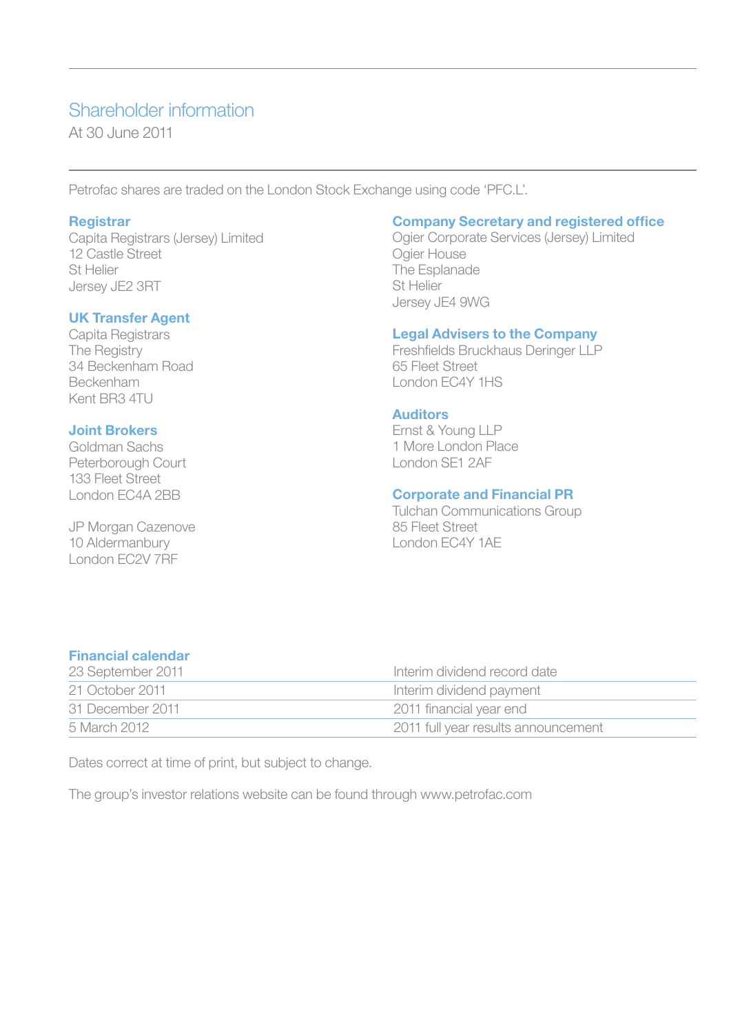# Shareholder information

At 30 June 2011

Petrofac shares are traded on the London Stock Exchange using code 'PFC.L'.

### Registrar

Capita Registrars (Jersey) Limited
12 Castle Street
St Helier
Jersey JE2 3RT

### UK Transfer Agent

Capita Registrars
The Registry
34 Beckenham Road
Beckenham
Kent BR3 4TU

### Joint Brokers

Goldman Sachs
Peterborough Court
133 Fleet Street
London EC4A 2BB

JP Morgan Cazenove
10 Aldermanbury
London EC2V 7RF

### Company Secretary and registered office

Ogier Corporate Services (Jersey) Limited
Ogier House
The Esplanade
St Helier
Jersey JE4 9WG

### Legal Advisers to the Company

Freshfields Bruckhaus Deringer LLP
65 Fleet Street
London EC4Y 1HS

### Auditors

Ernst & Young LLP
1 More London Place
London SE1 2AF

### Corporate and Financial PR

Tulchan Communications Group
85 Fleet Street
London EC4Y 1AE

### Financial calendar

| | |
|---|---|
| 23 September 2011 | Interim dividend record date |
| 21 October 2011 | Interim dividend payment |
| 31 December 2011 | 2011 financial year end |
| 5 March 2012 | 2011 full year results announcement |

Dates correct at time of print, but subject to change.

The group's investor relations website can be found through www.petrofac.com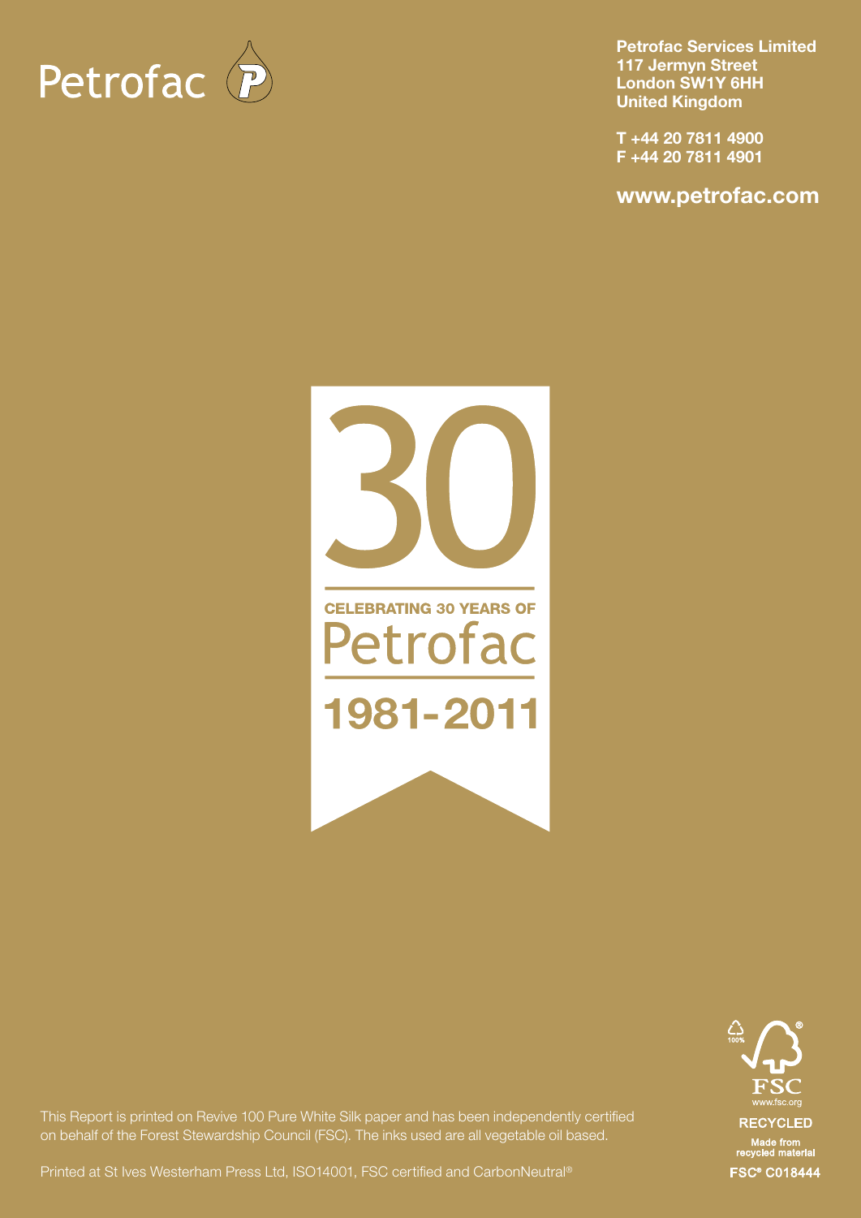Petrofac

**Petrofac Services Limited**
**117 Jermyn Street**
**London SW1Y 6HH**
**United Kingdom**

**T +44 20 7811 4900**
**F +44 20 7811 4901**

**www.petrofac.com**

30

CELEBRATING 30 YEARS OF

Petrofac

1981-2011

This Report is printed on Revive 100 Pure White Silk paper and has been independently certified on behalf of the Forest Stewardship Council (FSC). The inks used are all vegetable oil based.

Printed at St Ives Westerham Press Ltd, ISO14001, FSC certified and CarbonNeutral®

100%

FSC

www.fsc.org

RECYCLED

Made from recycled material

FSC® C018444